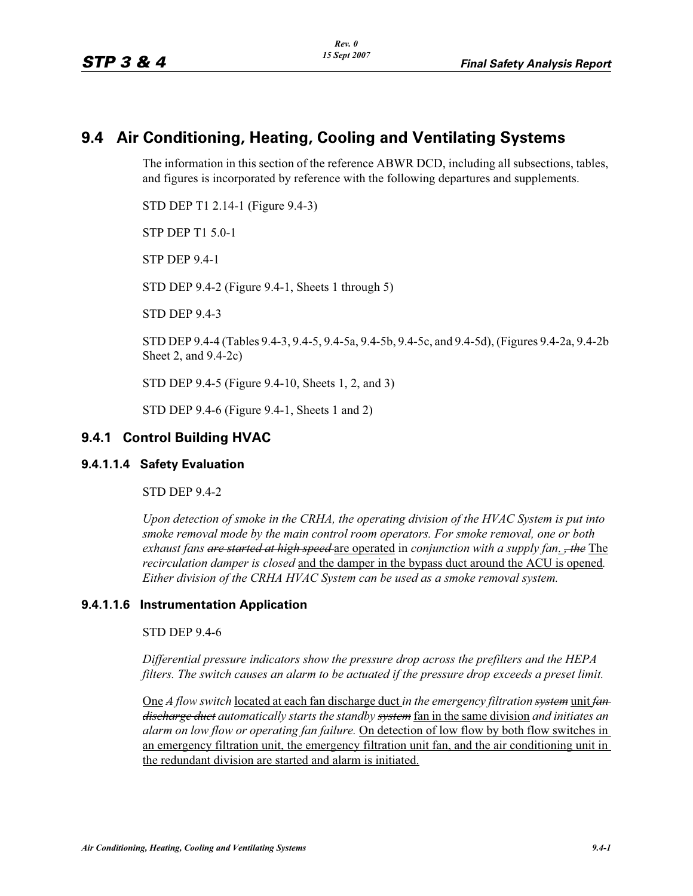# 9.4 Air Conditioning, Heating, Cooling and Ventilating Systems

The information in this section of the reference ABWR DCD, including all subsections, tables, and figures is incorporated by reference with the following departures and supplements.

STD DEP T1 2.14-1 (Figure 9.4-3)

STP DEP T1 5.0-1

STP DEP 9.4-1

STD DEP 9.4-2 (Figure 9.4-1, Sheets 1 through 5)

STD DEP 9.4-3

STD DEP 9.4-4 (Tables 9.4-3, 9.4-5, 9.4-5a, 9.4-5b, 9.4-5c, and 9.4-5d), (Figures 9.4-2a, 9.4-2b Sheet 2, and 9.4-2c)

STD DEP 9.4-5 (Figure 9.4-10, Sheets 1, 2, and 3)

STD DEP 9.4-6 (Figure 9.4-1, Sheets 1 and 2)

## 9.4.1 Control Building HVAC

### 9.4.1.1.4 Safety Evaluation

STD DEP 9.4-2

*Upon detection of smoke in the CRHA, the operating division of the HVAC System is put into smoke removal mode by the main control room operators. For smoke removal, one or both exhaust fans* ~~*are started at high speed*~~ <u>are operated</u> *in conjunction with a supply fan*<u>.</u> ~~*, the*~~ <u>The</u> *recirculation damper is closed* <u>and the damper in the bypass duct around the ACU is opened</u>*. Either division of the CRHA HVAC System can be used as a smoke removal system.*

### 9.4.1.1.6 Instrumentation Application

STD DEP 9.4-6

*Differential pressure indicators show the pressure drop across the prefilters and the HEPA filters. The switch causes an alarm to be actuated if the pressure drop exceeds a preset limit.*

<u>One</u> ~~*A*~~ *flow switch* <u>located at each fan discharge duct</u> *in the emergency filtration* ~~*system*~~ <u>unit</u> ~~*fan discharge duct*~~ *automatically starts the standby* ~~*system*~~ <u>fan in the same division</u> *and initiates an alarm on low flow or operating fan failure.* <u>On detection of low flow by both flow switches in an emergency filtration unit, the emergency filtration unit fan, and the air conditioning unit in the redundant division are started and alarm is initiated.</u>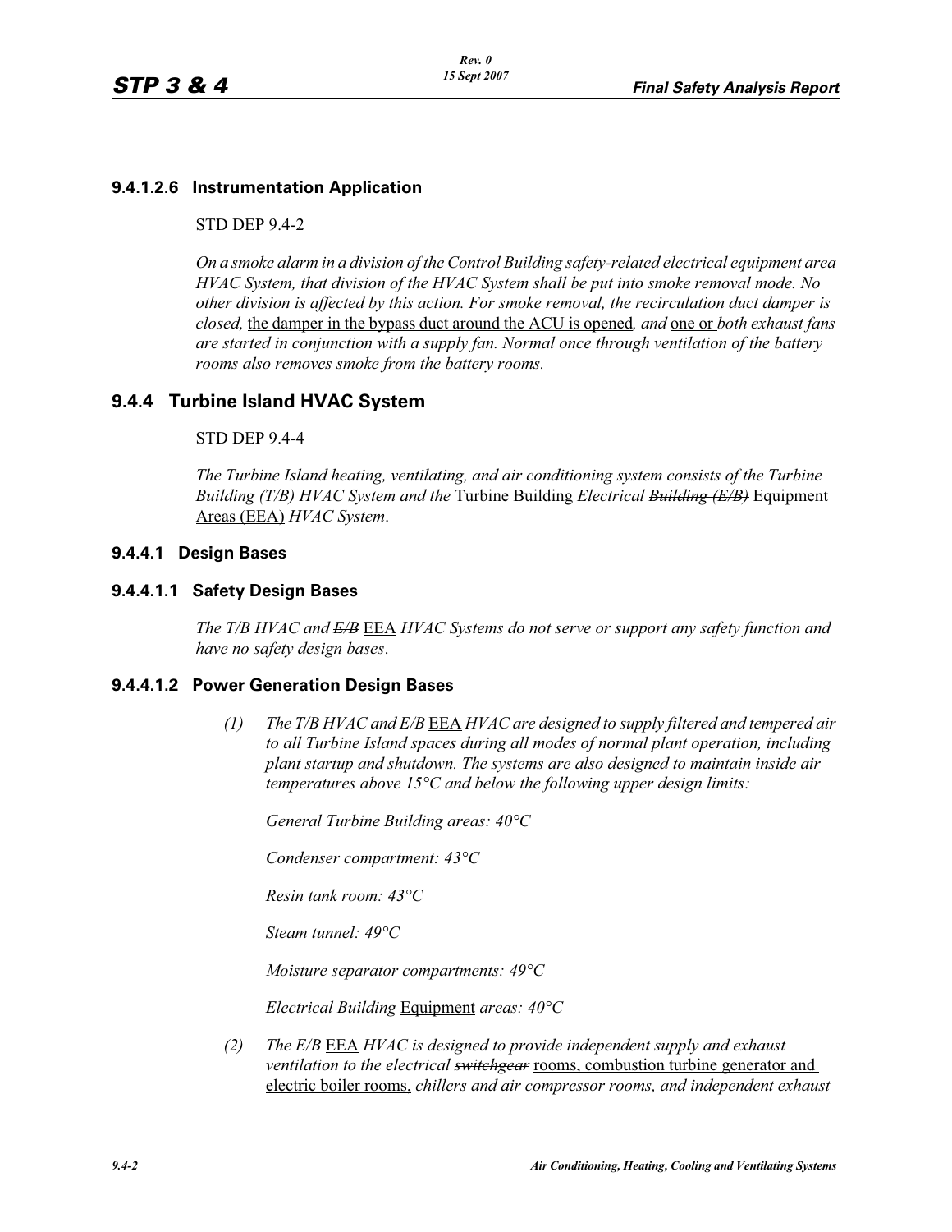### 9.4.1.2.6 Instrumentation Application

STD DEP 9.4-2

*On a smoke alarm in a division of the Control Building safety-related electrical equipment area HVAC System, that division of the HVAC System shall be put into smoke removal mode. No other division is affected by this action. For smoke removal, the recirculation duct damper is closed,* <u>the damper in the bypass duct around the ACU is opened</u>*, and* <u>one or</u> *both exhaust fans are started in conjunction with a supply fan. Normal once through ventilation of the battery rooms also removes smoke from the battery rooms.*

## 9.4.4 Turbine Island HVAC System

STD DEP 9.4-4

*The Turbine Island heating, ventilating, and air conditioning system consists of the Turbine Building (T/B) HVAC System and the* <u>Turbine Building</u> *Electrical ~~Building (E/B)~~* <u>Equipment Areas (EEA)</u> *HVAC System.*

### 9.4.4.1 Design Bases

### 9.4.4.1.1 Safety Design Bases

*The T/B HVAC and ~~E/B~~* <u>EEA</u> *HVAC Systems do not serve or support any safety function and have no safety design bases.*

### 9.4.4.1.2 Power Generation Design Bases

(1) *The T/B HVAC and ~~E/B~~* <u>EEA</u> *HVAC are designed to supply filtered and tempered air to all Turbine Island spaces during all modes of normal plant operation, including plant startup and shutdown. The systems are also designed to maintain inside air temperatures above 15°C and below the following upper design limits:*

   *General Turbine Building areas: 40°C*

   *Condenser compartment: 43°C*

   *Resin tank room: 43°C*

   *Steam tunnel: 49°C*

   *Moisture separator compartments: 49°C*

   *Electrical ~~Building~~* <u>Equipment</u> *areas: 40°C*

(2) *The ~~E/B~~* <u>EEA</u> *HVAC is designed to provide independent supply and exhaust ventilation to the electrical ~~switchgear~~* <u>rooms, combustion turbine generator and electric boiler rooms,</u> *chillers and air compressor rooms, and independent exhaust*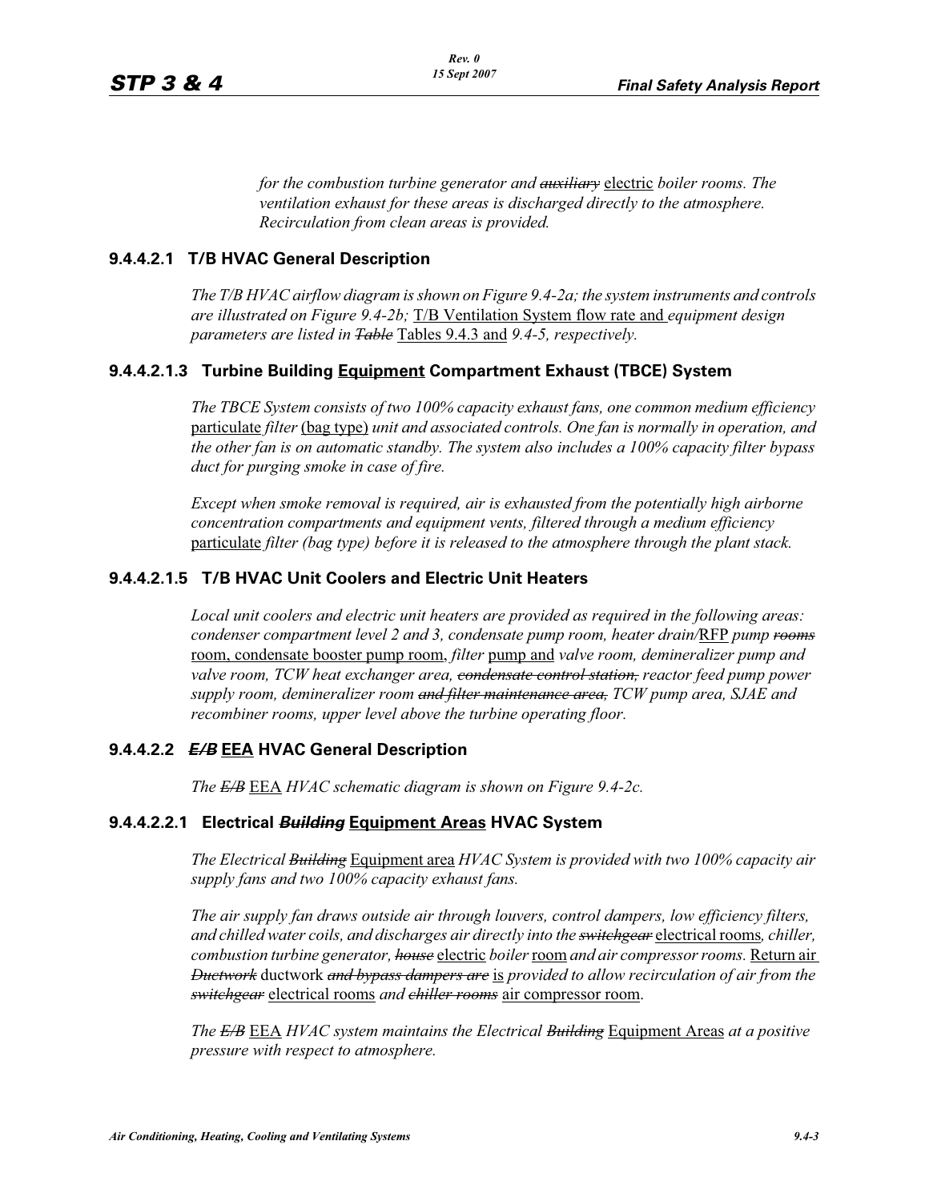*for the combustion turbine generator and ~~auxiliary~~* electric *boiler rooms. The ventilation exhaust for these areas is discharged directly to the atmosphere. Recirculation from clean areas is provided.*

### 9.4.4.2.1 T/B HVAC General Description

*The T/B HVAC airflow diagram is shown on Figure 9.4-2a; the system instruments and controls are illustrated on Figure 9.4-2b;* T/B Ventilation System flow rate and *equipment design parameters are listed in ~~Table~~* Tables 9.4.3 and *9.4-5, respectively.*

### 9.4.4.2.1.3 Turbine Building Equipment Compartment Exhaust (TBCE) System

*The TBCE System consists of two 100% capacity exhaust fans, one common medium efficiency* particulate *filter* (bag type) *unit and associated controls. One fan is normally in operation, and the other fan is on automatic standby. The system also includes a 100% capacity filter bypass duct for purging smoke in case of fire.*

*Except when smoke removal is required, air is exhausted from the potentially high airborne concentration compartments and equipment vents, filtered through a medium efficiency* particulate *filter (bag type) before it is released to the atmosphere through the plant stack.*

### 9.4.4.2.1.5 T/B HVAC Unit Coolers and Electric Unit Heaters

*Local unit coolers and electric unit heaters are provided as required in the following areas: condenser compartment level 2 and 3, condensate pump room, heater drain/*RFP *pump ~~rooms~~* room, condensate booster pump room, *filter* pump and *valve room, demineralizer pump and valve room, TCW heat exchanger area, ~~condensate control station,~~ reactor feed pump power supply room, demineralizer room ~~and filter maintenance area,~~ TCW pump area, SJAE and recombiner rooms, upper level above the turbine operating floor.*

### 9.4.4.2.2 ~~*E/B*~~ EEA HVAC General Description

*The ~~E/B~~* EEA *HVAC schematic diagram is shown on Figure 9.4-2c.*

### 9.4.4.2.2.1 Electrical ~~*Building*~~ Equipment Areas HVAC System

*The Electrical ~~Building~~* Equipment area *HVAC System is provided with two 100% capacity air supply fans and two 100% capacity exhaust fans.*

*The air supply fan draws outside air through louvers, control dampers, low efficiency filters, and chilled water coils, and discharges air directly into the ~~switchgear~~* electrical rooms*, chiller, combustion turbine generator, ~~house~~* electric *boiler* room *and air compressor rooms.* Return air *~~Ductwork~~* ductwork *~~and bypass dampers are~~* is *provided to allow recirculation of air from the ~~switchgear~~* electrical rooms *and ~~chiller rooms~~* air compressor room.

*The ~~E/B~~* EEA *HVAC system maintains the Electrical ~~Building~~* Equipment Areas *at a positive pressure with respect to atmosphere.*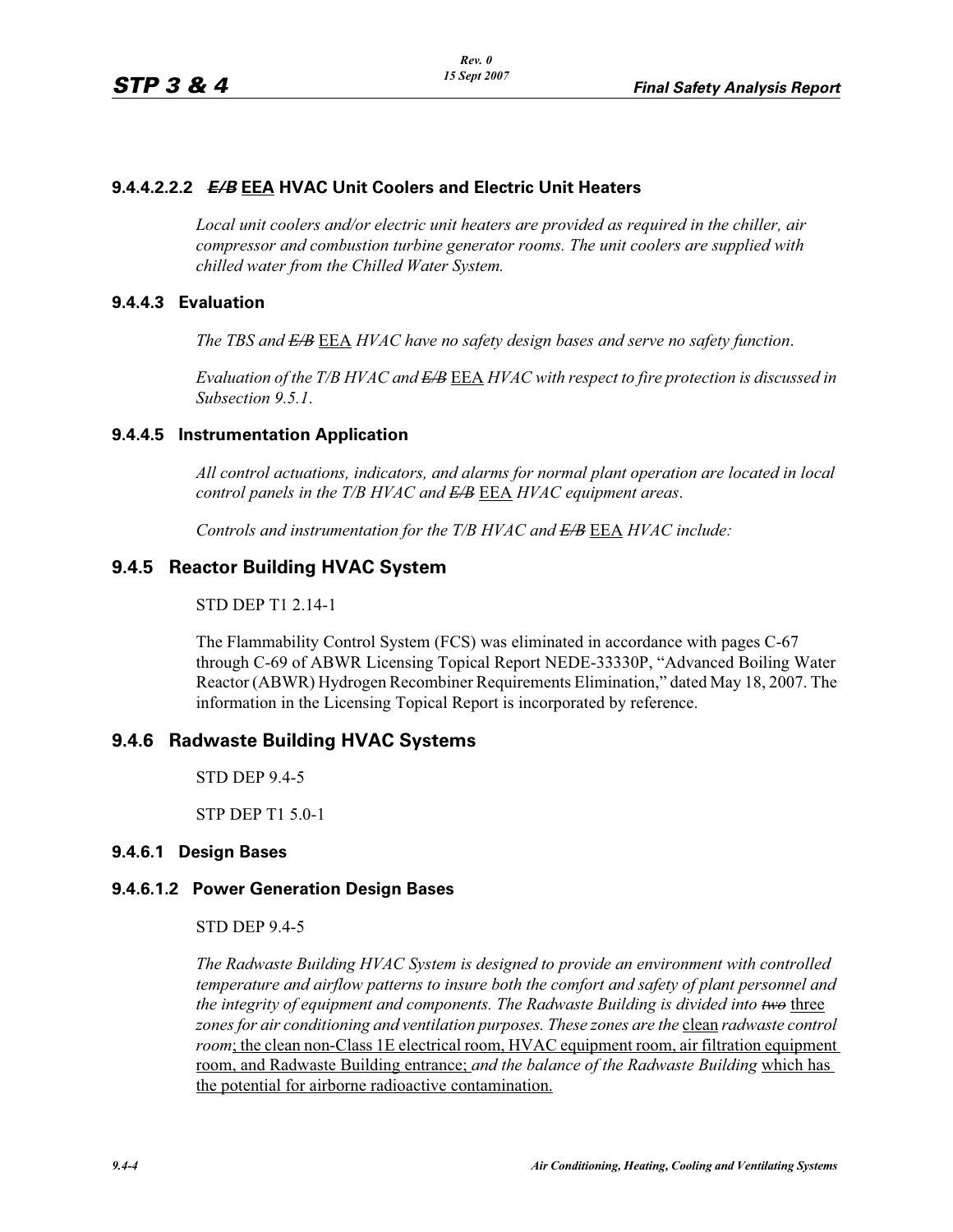#### 9.4.4.2.2.2 ~~*E/B*~~ EEA HVAC Unit Coolers and Electric Unit Heaters

*Local unit coolers and/or electric unit heaters are provided as required in the chiller, air compressor and combustion turbine generator rooms. The unit coolers are supplied with chilled water from the Chilled Water System.*

### 9.4.4.3 Evaluation

*The TBS and ~~E/B~~* EEA *HVAC have no safety design bases and serve no safety function.*

*Evaluation of the T/B HVAC and ~~E/B~~* EEA *HVAC with respect to fire protection is discussed in Subsection 9.5.1.*

### 9.4.4.5 Instrumentation Application

*All control actuations, indicators, and alarms for normal plant operation are located in local control panels in the T/B HVAC and ~~E/B~~* EEA *HVAC equipment areas.*

*Controls and instrumentation for the T/B HVAC and ~~E/B~~* EEA *HVAC include:*

## 9.4.5 Reactor Building HVAC System

STD DEP T1 2.14-1

The Flammability Control System (FCS) was eliminated in accordance with pages C-67 through C-69 of ABWR Licensing Topical Report NEDE-33330P, "Advanced Boiling Water Reactor (ABWR) Hydrogen Recombiner Requirements Elimination," dated May 18, 2007. The information in the Licensing Topical Report is incorporated by reference.

## 9.4.6 Radwaste Building HVAC Systems

STD DEP 9.4-5

STP DEP T1 5.0-1

### 9.4.6.1 Design Bases

#### 9.4.6.1.2 Power Generation Design Bases

STD DEP 9.4-5

*The Radwaste Building HVAC System is designed to provide an environment with controlled temperature and airflow patterns to insure both the comfort and safety of plant personnel and the integrity of equipment and components. The Radwaste Building is divided into ~~two~~* three *zones for air conditioning and ventilation purposes. These zones are the* clean *radwaste control room*; the clean non-Class 1E electrical room, HVAC equipment room, air filtration equipment room, and Radwaste Building entrance; *and the balance of the Radwaste Building* which has the potential for airborne radioactive contamination.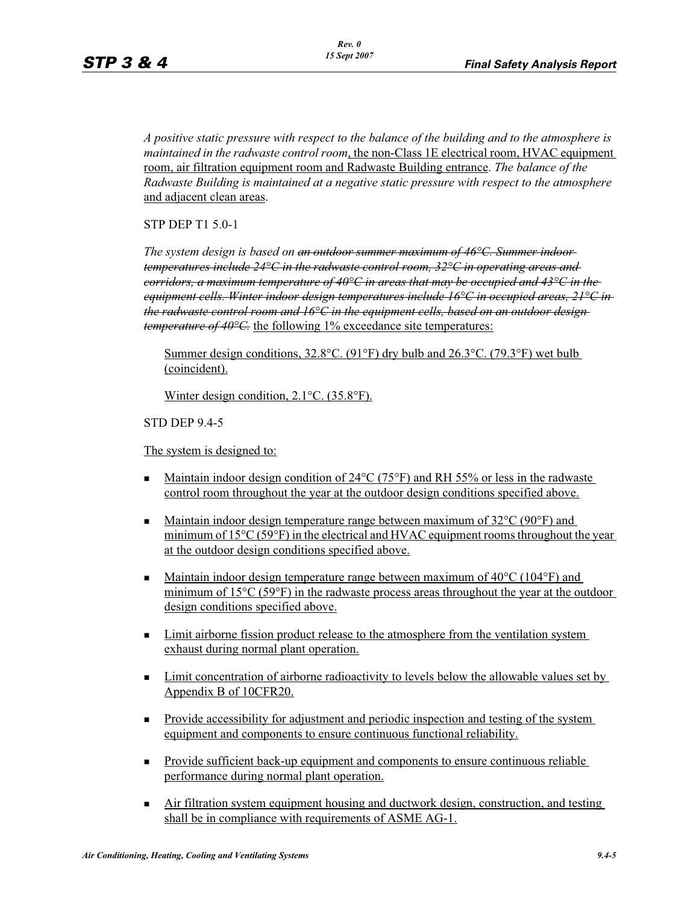*A positive static pressure with respect to the balance of the building and to the atmosphere is maintained in the radwaste control room*, the non-Class 1E electrical room, HVAC equipment room, air filtration equipment room and Radwaste Building entrance. *The balance of the Radwaste Building is maintained at a negative static pressure with respect to the atmosphere* and adjacent clean areas.

STP DEP T1 5.0-1

*The system design is based on ~~an outdoor summer maximum of 46°C. Summer indoor temperatures include 24°C in the radwaste control room, 32°C in operating areas and corridors, a maximum temperature of 40°C in areas that may be occupied and 43°C in the equipment cells. Winter indoor design temperatures include 16°C in occupied areas, 21°C in the radwaste control room and 16°C in the equipment cells, based on an outdoor design temperature of 40°C.~~* the following 1% exceedance site temperatures:

Summer design conditions, 32.8°C. (91°F) dry bulb and 26.3°C. (79.3°F) wet bulb (coincident).

Winter design condition, 2.1°C. (35.8°F).

STD DEP 9.4-5

The system is designed to:

- Maintain indoor design condition of 24°C (75°F) and RH 55% or less in the radwaste control room throughout the year at the outdoor design conditions specified above.
- Maintain indoor design temperature range between maximum of 32°C (90°F) and minimum of 15°C (59°F) in the electrical and HVAC equipment rooms throughout the year at the outdoor design conditions specified above.
- Maintain indoor design temperature range between maximum of 40°C (104°F) and minimum of 15°C (59°F) in the radwaste process areas throughout the year at the outdoor design conditions specified above.
- Limit airborne fission product release to the atmosphere from the ventilation system exhaust during normal plant operation.
- Limit concentration of airborne radioactivity to levels below the allowable values set by Appendix B of 10CFR20.
- Provide accessibility for adjustment and periodic inspection and testing of the system equipment and components to ensure continuous functional reliability.
- Provide sufficient back-up equipment and components to ensure continuous reliable performance during normal plant operation.
- Air filtration system equipment housing and ductwork design, construction, and testing shall be in compliance with requirements of ASME AG-1.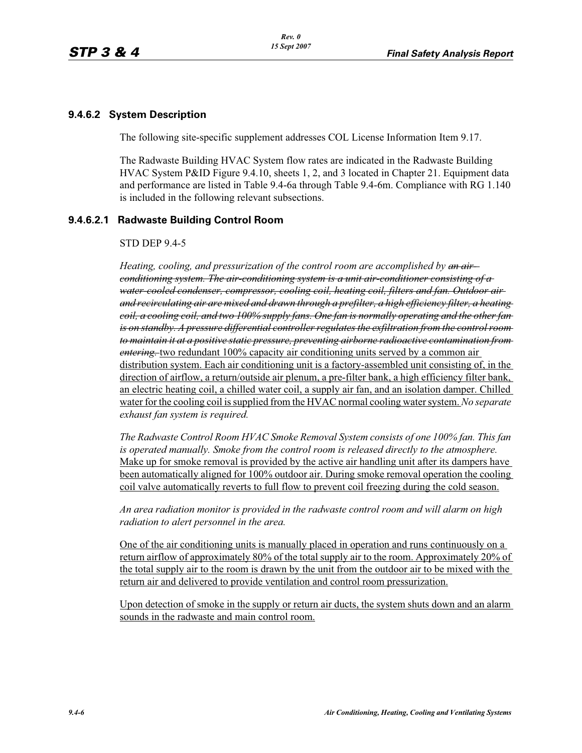### 9.4.6.2 System Description

The following site-specific supplement addresses COL License Information Item 9.17.

The Radwaste Building HVAC System flow rates are indicated in the Radwaste Building HVAC System P&ID Figure 9.4.10, sheets 1, 2, and 3 located in Chapter 21. Equipment data and performance are listed in Table 9.4-6a through Table 9.4-6m. Compliance with RG 1.140 is included in the following relevant subsections.

#### 9.4.6.2.1 Radwaste Building Control Room

STD DEP 9.4-5

*Heating, cooling, and pressurization of the control room are accomplished by* ~~*an air-conditioning system. The air-conditioning system is a unit air-conditioner consisting of a water-cooled condenser, compressor, cooling coil, heating coil, filters and fan. Outdoor air and recirculating air are mixed and drawn through a prefilter, a high efficiency filter, a heating coil, a cooling coil, and two 100% supply fans. One fan is normally operating and the other fan is on standby. A pressure differential controller regulates the exfiltration from the control room to maintain it at a positive static pressure, preventing airborne radioactive contamination from entering.*~~ <u>two redundant 100% capacity air conditioning units served by a common air distribution system. Each air conditioning unit is a factory-assembled unit consisting of, in the direction of airflow, a return/outside air plenum, a pre-filter bank, a high efficiency filter bank, an electric heating coil, a chilled water coil, a supply air fan, and an isolation damper. Chilled water for the cooling coil is supplied from the HVAC normal cooling water system.</u> *No separate exhaust fan system is required.*

*The Radwaste Control Room HVAC Smoke Removal System consists of one 100% fan. This fan is operated manually. Smoke from the control room is released directly to the atmosphere.* <u>Make up for smoke removal is provided by the active air handling unit after its dampers have been automatically aligned for 100% outdoor air. During smoke removal operation the cooling coil valve automatically reverts to full flow to prevent coil freezing during the cold season.</u>

*An area radiation monitor is provided in the radwaste control room and will alarm on high radiation to alert personnel in the area.*

<u>One of the air conditioning units is manually placed in operation and runs continuously on a return airflow of approximately 80% of the total supply air to the room. Approximately 20% of the total supply air to the room is drawn by the unit from the outdoor air to be mixed with the return air and delivered to provide ventilation and control room pressurization.</u>

<u>Upon detection of smoke in the supply or return air ducts, the system shuts down and an alarm sounds in the radwaste and main control room.</u>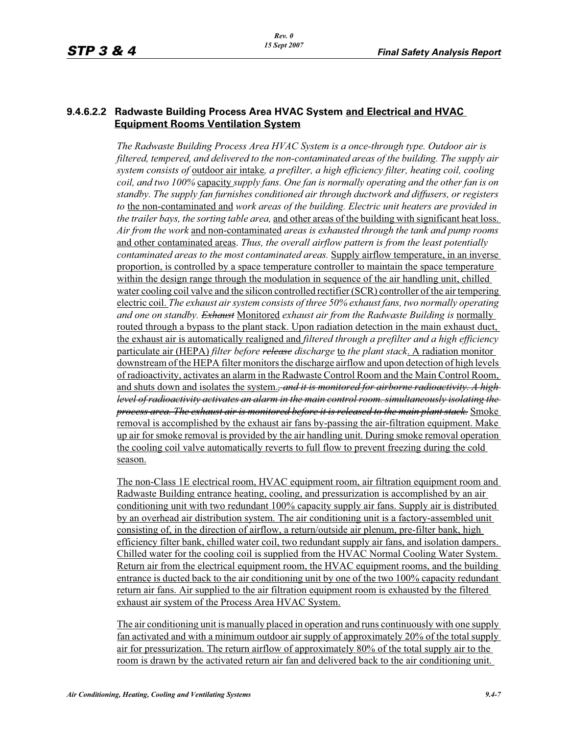### 9.4.6.2.2 Radwaste Building Process Area HVAC System and Electrical and HVAC Equipment Rooms Ventilation System

*The Radwaste Building Process Area HVAC System is a once-through type. Outdoor air is filtered, tempered, and delivered to the non-contaminated areas of the building. The supply air system consists of* outdoor air intake*, a prefilter, a high efficiency filter, heating coil, cooling coil, and two 100%* capacity *supply fans. One fan is normally operating and the other fan is on standby. The supply fan furnishes conditioned air through ductwork and diffusers, or registers to* the non-contaminated and *work areas of the building. Electric unit heaters are provided in the trailer bays, the sorting table area,* and other areas of the building with significant heat loss. *Air from the work* and non-contaminated *areas is exhausted through the tank and pump rooms* and other contaminated areas. *Thus, the overall airflow pattern is from the least potentially contaminated areas to the most contaminated areas.* Supply airflow temperature, in an inverse proportion, is controlled by a space temperature controller to maintain the space temperature within the design range through the modulation in sequence of the air handling unit, chilled water cooling coil valve and the silicon controlled rectifier (SCR) controller of the air tempering electric coil. *The exhaust air system consists of three 50% exhaust fans, two normally operating and one on standby.* ~~*Exhaust*~~ Monitored *exhaust air from the Radwaste Building is* normally routed through a bypass to the plant stack. Upon radiation detection in the main exhaust duct, the exhaust air is automatically realigned and *filtered through a prefilter and a high efficiency* particulate air (HEPA) *filter before* ~~*release*~~ *discharge* to *the plant stack*. A radiation monitor downstream of the HEPA filter monitors the discharge airflow and upon detection of high levels of radioactivity, activates an alarm in the Radwaste Control Room and the Main Control Room, and shuts down and isolates the system.~~*, and it is monitored for airborne radioactivity. A high level of radioactivity activates an alarm in the main control room. simultaneously isolating the process area. The exhaust air is monitored before it is released to the main plant stack.*~~ Smoke removal is accomplished by the exhaust air fans by-passing the air-filtration equipment. Make up air for smoke removal is provided by the air handling unit. During smoke removal operation the cooling coil valve automatically reverts to full flow to prevent freezing during the cold season.

The non-Class 1E electrical room, HVAC equipment room, air filtration equipment room and Radwaste Building entrance heating, cooling, and pressurization is accomplished by an air conditioning unit with two redundant 100% capacity supply air fans. Supply air is distributed by an overhead air distribution system. The air conditioning unit is a factory-assembled unit consisting of, in the direction of airflow, a return/outside air plenum, pre-filter bank, high efficiency filter bank, chilled water coil, two redundant supply air fans, and isolation dampers. Chilled water for the cooling coil is supplied from the HVAC Normal Cooling Water System. Return air from the electrical equipment room, the HVAC equipment rooms, and the building entrance is ducted back to the air conditioning unit by one of the two 100% capacity redundant return air fans. Air supplied to the air filtration equipment room is exhausted by the filtered exhaust air system of the Process Area HVAC System.

The air conditioning unit is manually placed in operation and runs continuously with one supply fan activated and with a minimum outdoor air supply of approximately 20% of the total supply air for pressurization. The return airflow of approximately 80% of the total supply air to the room is drawn by the activated return air fan and delivered back to the air conditioning unit.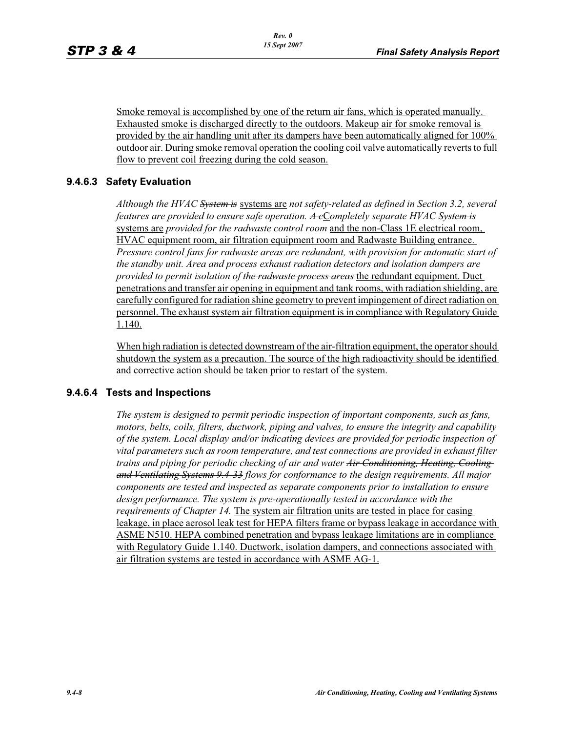Smoke removal is accomplished by one of the return air fans, which is operated manually. Exhausted smoke is discharged directly to the outdoors. Makeup air for smoke removal is provided by the air handling unit after its dampers have been automatically aligned for 100% outdoor air. During smoke removal operation the cooling coil valve automatically reverts to full flow to prevent coil freezing during the cold season.

### 9.4.6.3 Safety Evaluation

*Although the HVAC ~~System is~~* systems are *not safety-related as defined in Section 3.2, several features are provided to ensure safe operation. ~~A c~~*Completely separate HVAC ~~*System is*~~ systems are *provided for the radwaste control room* and the non-Class 1E electrical room, HVAC equipment room, air filtration equipment room and Radwaste Building entrance. *Pressure control fans for radwaste areas are redundant, with provision for automatic start of the standby unit. Area and process exhaust radiation detectors and isolation dampers are provided to permit isolation of ~~the radwaste process areas~~* the redundant equipment. Duct penetrations and transfer air opening in equipment and tank rooms, with radiation shielding, are carefully configured for radiation shine geometry to prevent impingement of direct radiation on personnel. The exhaust system air filtration equipment is in compliance with Regulatory Guide 1.140.

When high radiation is detected downstream of the air-filtration equipment, the operator should shutdown the system as a precaution. The source of the high radioactivity should be identified and corrective action should be taken prior to restart of the system.

### 9.4.6.4 Tests and Inspections

*The system is designed to permit periodic inspection of important components, such as fans, motors, belts, coils, filters, ductwork, piping and valves, to ensure the integrity and capability of the system. Local display and/or indicating devices are provided for periodic inspection of vital parameters such as room temperature, and test connections are provided in exhaust filter trains and piping for periodic checking of air and water ~~Air Conditioning, Heating, Cooling and Ventilating Systems 9.4-33~~ flows for conformance to the design requirements. All major components are tested and inspected as separate components prior to installation to ensure design performance. The system is pre-operationally tested in accordance with the requirements of Chapter 14.* The system air filtration units are tested in place for casing leakage, in place aerosol leak test for HEPA filters frame or bypass leakage in accordance with ASME N510. HEPA combined penetration and bypass leakage limitations are in compliance with Regulatory Guide 1.140. Ductwork, isolation dampers, and connections associated with air filtration systems are tested in accordance with ASME AG-1.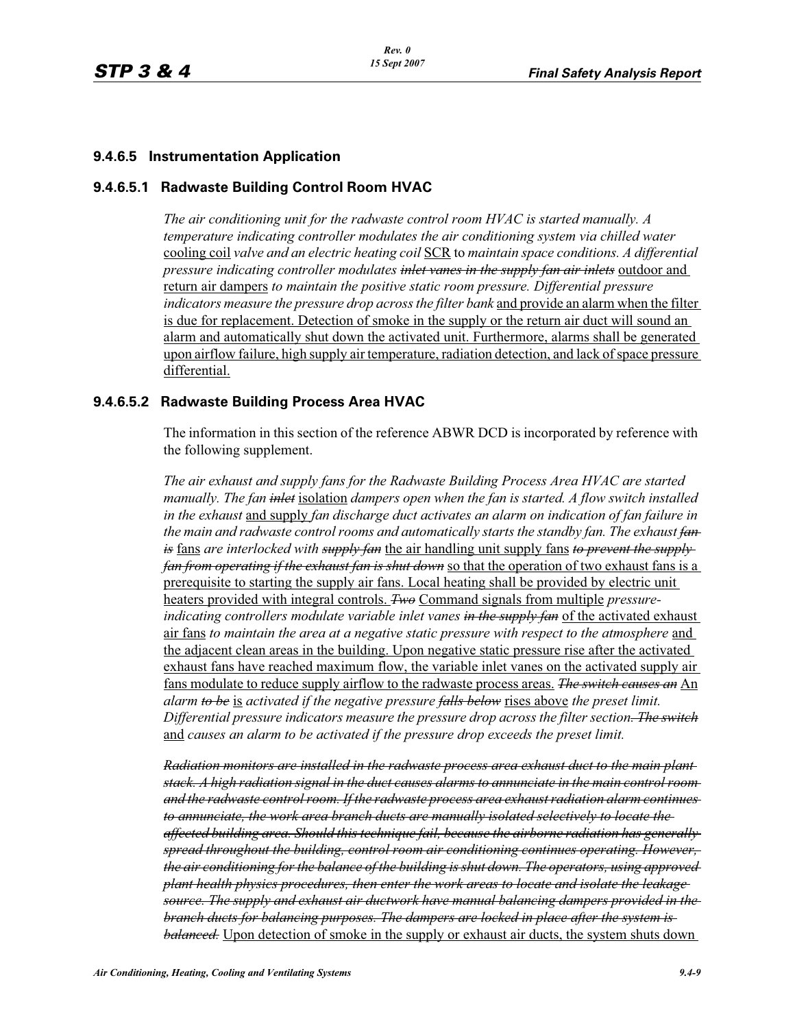### 9.4.6.5 Instrumentation Application

#### 9.4.6.5.1 Radwaste Building Control Room HVAC

*The air conditioning unit for the radwaste control room HVAC is started manually. A temperature indicating controller modulates the air conditioning system via chilled water* cooling coil *valve and an electric heating coil* SCR to *maintain space conditions. A differential pressure indicating controller modulates* ~~*inlet vanes in the supply fan air inlets*~~ outdoor and return air dampers *to maintain the positive static room pressure. Differential pressure indicators measure the pressure drop across the filter bank* and provide an alarm when the filter is due for replacement. Detection of smoke in the supply or the return air duct will sound an alarm and automatically shut down the activated unit. Furthermore, alarms shall be generated upon airflow failure, high supply air temperature, radiation detection, and lack of space pressure differential.

#### 9.4.6.5.2 Radwaste Building Process Area HVAC

The information in this section of the reference ABWR DCD is incorporated by reference with the following supplement.

*The air exhaust and supply fans for the Radwaste Building Process Area HVAC are started manually. The fan* ~~*inlet*~~ isolation *dampers open when the fan is started. A flow switch installed in the exhaust* and supply *fan discharge duct activates an alarm on indication of fan failure in the main and radwaste control rooms and automatically starts the standby fan. The exhaust* ~~*fan is*~~ fans *are interlocked with* ~~*supply fan*~~ the air handling unit supply fans ~~*to prevent the supply fan from operating if the exhaust fan is shut down*~~ so that the operation of two exhaust fans is a prerequisite to starting the supply air fans. Local heating shall be provided by electric unit heaters provided with integral controls. ~~*Two*~~ Command signals from multiple *pressure-indicating controllers modulate variable inlet vanes* ~~*in the supply fan*~~ of the activated exhaust air fans *to maintain the area at a negative static pressure with respect to the atmosphere* and the adjacent clean areas in the building. Upon negative static pressure rise after the activated exhaust fans have reached maximum flow, the variable inlet vanes on the activated supply air fans modulate to reduce supply airflow to the radwaste process areas. ~~*The switch causes an*~~ An *alarm* ~~*to be*~~ is *activated if the negative pressure* ~~*falls below*~~ rises above *the preset limit. Differential pressure indicators measure the pressure drop across the filter section*~~*. The switch*~~ and *causes an alarm to be activated if the pressure drop exceeds the preset limit.*

~~*Radiation monitors are installed in the radwaste process area exhaust duct to the main plant stack. A high radiation signal in the duct causes alarms to annunciate in the main control room and the radwaste control room. If the radwaste process area exhaust radiation alarm continues to annunciate, the work area branch ducts are manually isolated selectively to locate the affected building area. Should this technique fail, because the airborne radiation has generally spread throughout the building, control room air conditioning continues operating. However, the air conditioning for the balance of the building is shut down. The operators, using approved plant health physics procedures, then enter the work areas to locate and isolate the leakage source. The supply and exhaust air ductwork have manual balancing dampers provided in the branch ducts for balancing purposes. The dampers are locked in place after the system is balanced.*~~ Upon detection of smoke in the supply or exhaust air ducts, the system shuts down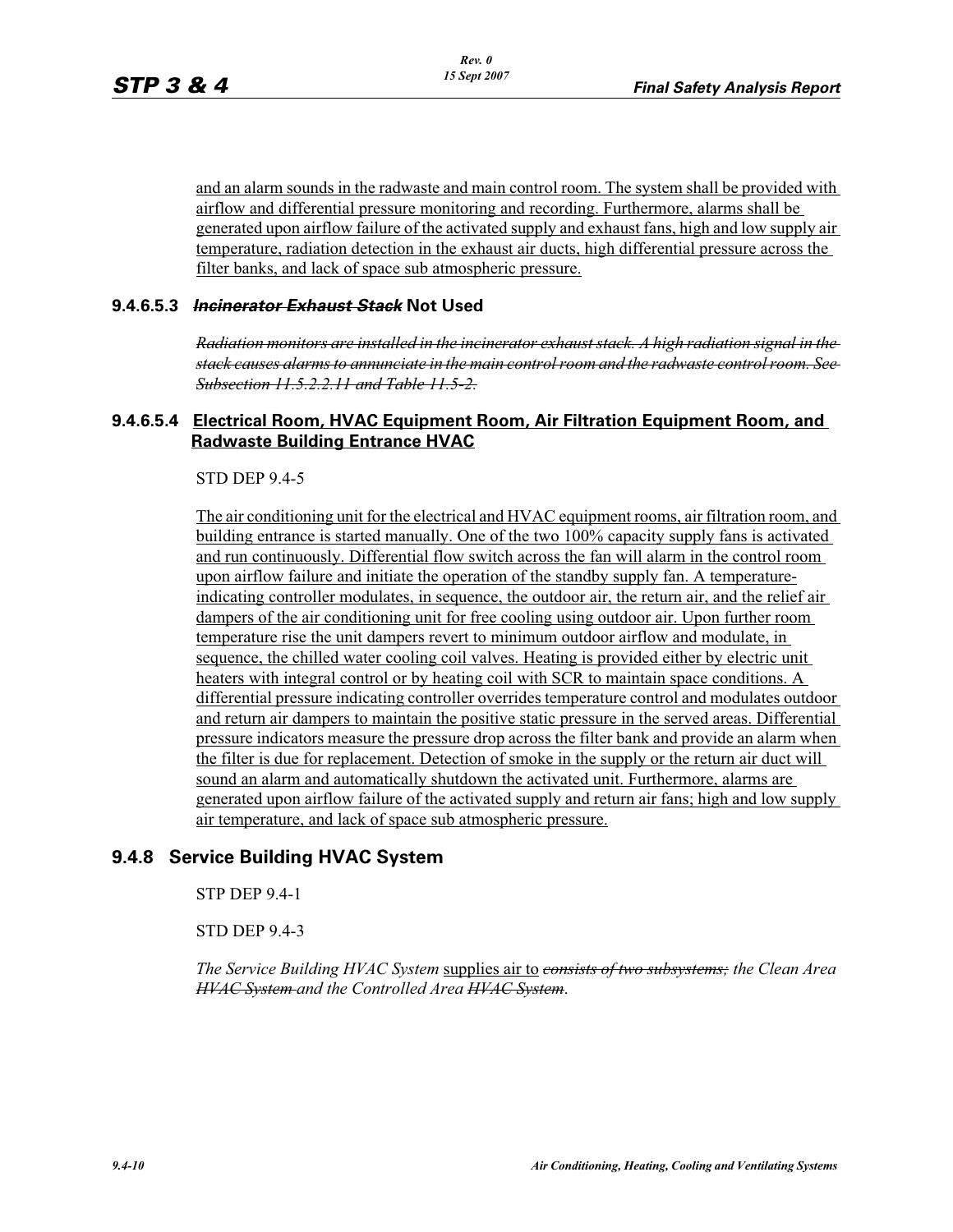and an alarm sounds in the radwaste and main control room. The system shall be provided with airflow and differential pressure monitoring and recording. Furthermore, alarms shall be generated upon airflow failure of the activated supply and exhaust fans, high and low supply air temperature, radiation detection in the exhaust air ducts, high differential pressure across the filter banks, and lack of space sub atmospheric pressure.

### 9.4.6.5.3 ~~*Incinerator Exhaust Stack*~~ Not Used

~~*Radiation monitors are installed in the incinerator exhaust stack. A high radiation signal in the stack causes alarms to annunciate in the main control room and the radwaste control room. See Subsection 11.5.2.2.11 and Table 11.5-2.*~~

### 9.4.6.5.4 Electrical Room, HVAC Equipment Room, Air Filtration Equipment Room, and Radwaste Building Entrance HVAC

STD DEP 9.4-5

The air conditioning unit for the electrical and HVAC equipment rooms, air filtration room, and building entrance is started manually. One of the two 100% capacity supply fans is activated and run continuously. Differential flow switch across the fan will alarm in the control room upon airflow failure and initiate the operation of the standby supply fan. A temperature-indicating controller modulates, in sequence, the outdoor air, the return air, and the relief air dampers of the air conditioning unit for free cooling using outdoor air. Upon further room temperature rise the unit dampers revert to minimum outdoor airflow and modulate, in sequence, the chilled water cooling coil valves. Heating is provided either by electric unit heaters with integral control or by heating coil with SCR to maintain space conditions. A differential pressure indicating controller overrides temperature control and modulates outdoor and return air dampers to maintain the positive static pressure in the served areas. Differential pressure indicators measure the pressure drop across the filter bank and provide an alarm when the filter is due for replacement. Detection of smoke in the supply or the return air duct will sound an alarm and automatically shutdown the activated unit. Furthermore, alarms are generated upon airflow failure of the activated supply and return air fans; high and low supply air temperature, and lack of space sub atmospheric pressure.

## 9.4.8 Service Building HVAC System

STP DEP 9.4-1

STD DEP 9.4-3

*The Service Building HVAC System* supplies air to ~~*consists of two subsystems;*~~ *the Clean Area* ~~*HVAC System*~~ *and the Controlled Area* ~~*HVAC System*~~.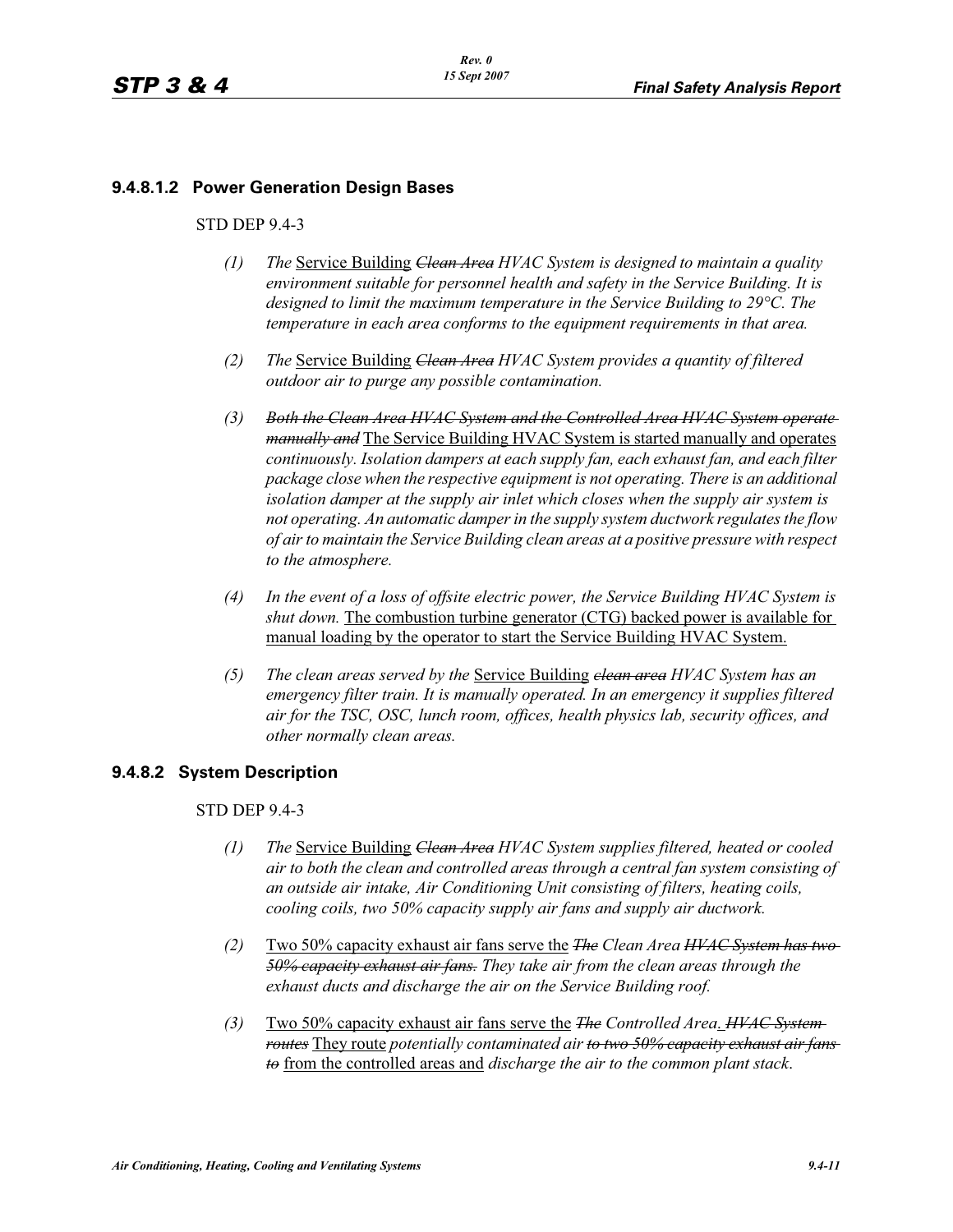### 9.4.8.1.2 Power Generation Design Bases

STD DEP 9.4-3

*(1)* *The* Service Building ~~*Clean Area*~~ *HVAC System is designed to maintain a quality environment suitable for personnel health and safety in the Service Building. It is designed to limit the maximum temperature in the Service Building to 29°C. The temperature in each area conforms to the equipment requirements in that area.*

*(2)* *The* Service Building ~~*Clean Area*~~ *HVAC System provides a quantity of filtered outdoor air to purge any possible contamination.*

*(3)* ~~*Both the Clean Area HVAC System and the Controlled Area HVAC System operate manually and*~~ The Service Building HVAC System is started manually and operates *continuously. Isolation dampers at each supply fan, each exhaust fan, and each filter package close when the respective equipment is not operating. There is an additional isolation damper at the supply air inlet which closes when the supply air system is not operating. An automatic damper in the supply system ductwork regulates the flow of air to maintain the Service Building clean areas at a positive pressure with respect to the atmosphere.*

*(4)* *In the event of a loss of offsite electric power, the Service Building HVAC System is shut down.* The combustion turbine generator (CTG) backed power is available for manual loading by the operator to start the Service Building HVAC System.

*(5)* *The clean areas served by the* Service Building ~~*clean area*~~ *HVAC System has an emergency filter train. It is manually operated. In an emergency it supplies filtered air for the TSC, OSC, lunch room, offices, health physics lab, security offices, and other normally clean areas.*

### 9.4.8.2 System Description

STD DEP 9.4-3

*(1)* *The* Service Building ~~*Clean Area*~~ *HVAC System supplies filtered, heated or cooled air to both the clean and controlled areas through a central fan system consisting of an outside air intake, Air Conditioning Unit consisting of filters, heating coils, cooling coils, two 50% capacity supply air fans and supply air ductwork.*

*(2)* Two 50% capacity exhaust air fans serve the ~~*The*~~ *Clean Area* ~~*HVAC System has two 50% capacity exhaust air fans.*~~ *They take air from the clean areas through the exhaust ducts and discharge the air on the Service Building roof.*

*(3)* Two 50% capacity exhaust air fans serve the ~~*The*~~ *Controlled Area*. ~~*HVAC System routes*~~ They route *potentially contaminated air* ~~*to two 50% capacity exhaust air fans to*~~ from the controlled areas and *discharge the air to the common plant stack*.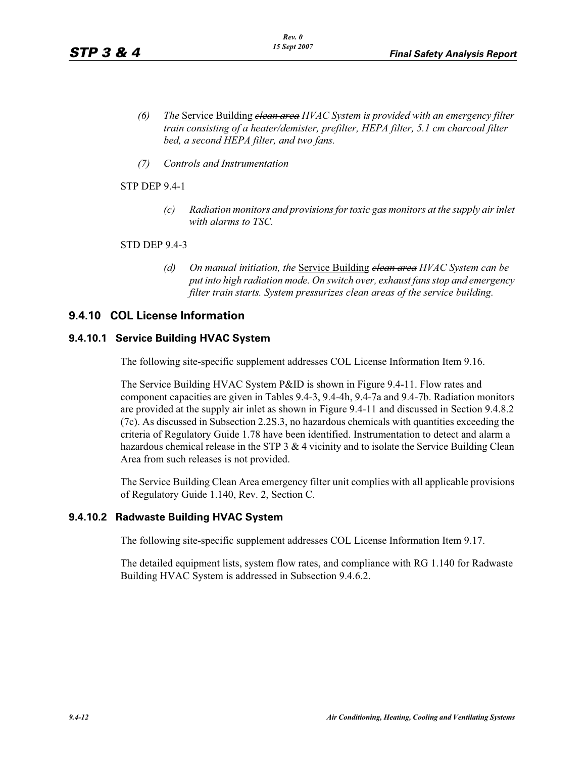*(6) The* Service Building ~~*clean area*~~ *HVAC System is provided with an emergency filter train consisting of a heater/demister, prefilter, HEPA filter, 5.1 cm charcoal filter bed, a second HEPA filter, and two fans.*

*(7) Controls and Instrumentation*

STP DEP 9.4-1

*(c) Radiation monitors* ~~*and provisions for toxic gas monitors*~~ *at the supply air inlet with alarms to TSC.*

STD DEP 9.4-3

*(d) On manual initiation, the* Service Building ~~*clean area*~~ *HVAC System can be put into high radiation mode. On switch over, exhaust fans stop and emergency filter train starts. System pressurizes clean areas of the service building.*

## 9.4.10 COL License Information

### 9.4.10.1 Service Building HVAC System

The following site-specific supplement addresses COL License Information Item 9.16.

The Service Building HVAC System P&ID is shown in Figure 9.4-11. Flow rates and component capacities are given in Tables 9.4-3, 9.4-4h, 9.4-7a and 9.4-7b. Radiation monitors are provided at the supply air inlet as shown in Figure 9.4-11 and discussed in Section 9.4.8.2 (7c). As discussed in Subsection 2.2S.3, no hazardous chemicals with quantities exceeding the criteria of Regulatory Guide 1.78 have been identified. Instrumentation to detect and alarm a hazardous chemical release in the STP 3 & 4 vicinity and to isolate the Service Building Clean Area from such releases is not provided.

The Service Building Clean Area emergency filter unit complies with all applicable provisions of Regulatory Guide 1.140, Rev. 2, Section C.

### 9.4.10.2 Radwaste Building HVAC System

The following site-specific supplement addresses COL License Information Item 9.17.

The detailed equipment lists, system flow rates, and compliance with RG 1.140 for Radwaste Building HVAC System is addressed in Subsection 9.4.6.2.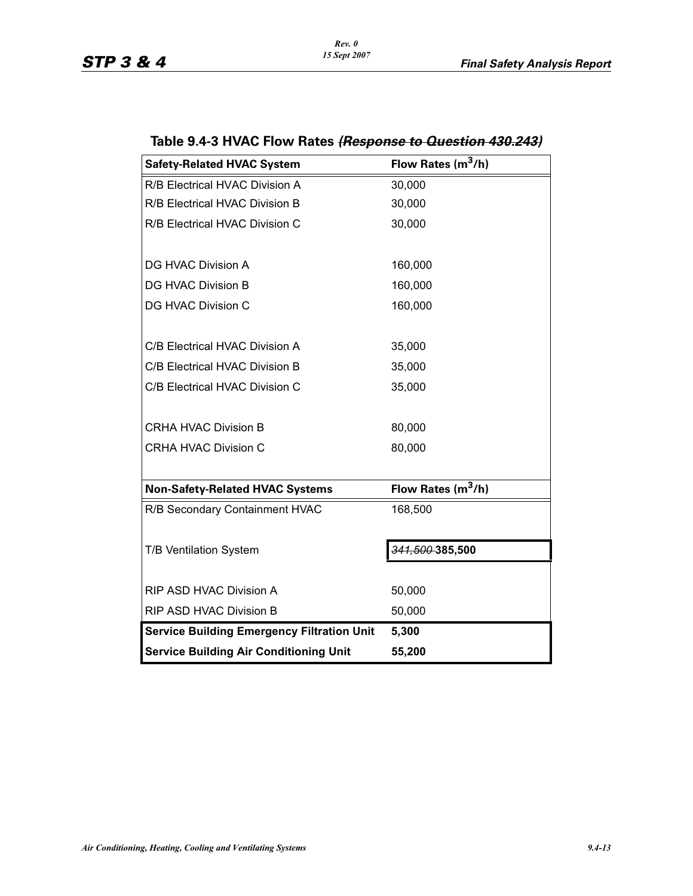## Table 9.4-3 HVAC Flow Rates ~~(Response to Question 430.243)~~

| Safety-Related HVAC System | Flow Rates ($m^3$/h) |
|---|---|
| R/B Electrical HVAC Division A | 30,000 |
| R/B Electrical HVAC Division B | 30,000 |
| R/B Electrical HVAC Division C | 30,000 |
| | |
| DG HVAC Division A | 160,000 |
| DG HVAC Division B | 160,000 |
| DG HVAC Division C | 160,000 |
| | |
| C/B Electrical HVAC Division A | 35,000 |
| C/B Electrical HVAC Division B | 35,000 |
| C/B Electrical HVAC Division C | 35,000 |
| | |
| CRHA HVAC Division B | 80,000 |
| CRHA HVAC Division C | 80,000 |
| | |
| **Non-Safety-Related HVAC Systems** | **Flow Rates ($m^3$/h)** |
| R/B Secondary Containment HVAC | 168,500 |
| | |
| T/B Ventilation System | ~~*341,500*~~ **385,500** |
| | |
| RIP ASD HVAC Division A | 50,000 |
| RIP ASD HVAC Division B | 50,000 |
| **Service Building Emergency Filtration Unit** | **5,300** |
| **Service Building Air Conditioning Unit** | **55,200** |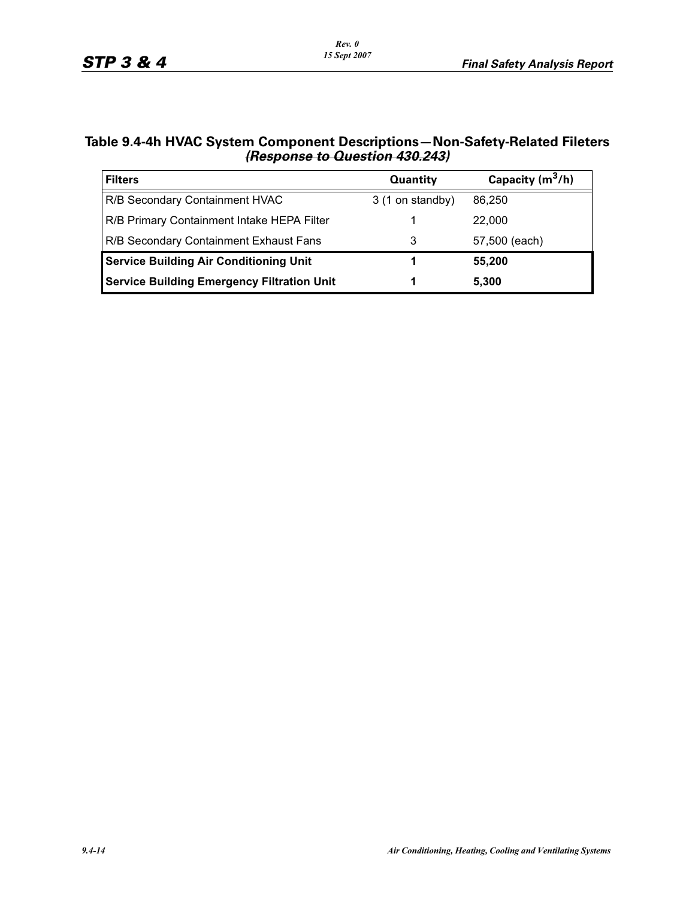## Table 9.4-4h HVAC System Component Descriptions—Non-Safety-Related Fileters ~~*(Response to Question 430.243)*~~

| Filters | Quantity | Capacity ($m^3$/h) |
|---|---|---|
| R/B Secondary Containment HVAC | 3 (1 on standby) | 86,250 |
| R/B Primary Containment Intake HEPA Filter | 1 | 22,000 |
| R/B Secondary Containment Exhaust Fans | 3 | 57,500 (each) |
| **Service Building Air Conditioning Unit** | **1** | **55,200** |
| **Service Building Emergency Filtration Unit** | **1** | **5,300** |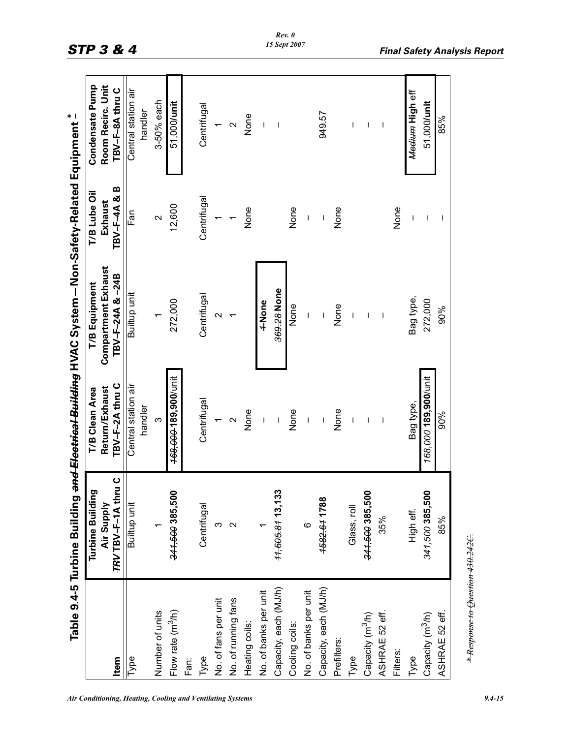Table 9.4-5 Turbine Building ~~and Electrical Building~~ HVAC System – Non-Safety-Related Equipment * 

| Item | Turbine Building Air Supply ~~TRV~~ TBV–F–1A thru C | T/B Clean Area Return/Exhaust TBV–F–2A thru C | T/B Equipment Compartment Exhaust TBV–F–24A & –24B | T/B Lube Oil Exhaust TBV–F–4A & B | Condensate Pump Room Recirc. Unit TBV–F–8A thru C |
|---|---|---|---|---|---|
| Type | Builtup unit | Central station air handler | Builtup unit | Fan | Central station air handler |
| Number of units | 1 | 3 | 1 | 2 | 3-50% each |
| Flow rate (m³/h) | ~~341,500~~ **385,500** | ~~168,000~~ **189,900**/unit | 272,000 | 12,600 | 51,000/**unit** |
| Fan: | | | | | |
| Type | Centrifugal | Centrifugal | Centrifugal | Centrifugal | Centrifugal |
| No. of fans per unit | 3 | 1 | 2 | 1 | 1 |
| No. of running fans | 2 | 2 | 1 | 1 | 2 |
| Heating coils: | | None | | None | None |
| No. of banks per unit | 1 | – | ~~1~~ **None** | | – |
| Capacity, each (MJ/h) | ~~11,605.81~~ **13,133** | – | ~~369.28~~ **None** | | – |
| Cooling coils: | | None | None | None | |
| No. of banks per unit | 6 | – | – | – | |
| Capacity, each (MJ/h) | ~~1582.61~~ **1788** | – | – | – | 949.57 |
| Prefilters: | | None | None | None | |
| Type | Glass, roll | – | – | | – |
| Capacity (m³/h) | ~~341,500~~ **385,500** | – | – | | – |
| ASHRAE 52 eff. | 35% | – | – | | – |
| Filters: | | | | None | |
| Type | High eff. | Bag type, | Bag type, | – | ~~Medium~~ **High** eff |
| Capacity (m³/h) | ~~341,500~~ **385,500** | ~~168,000~~ **189,900**/unit | 272,000 | – | 51,000/**unit** |
| ASHRAE 52 eff. | 85% | 90% | 90% | – | 85% |

~~* Response to Question 430.242C.~~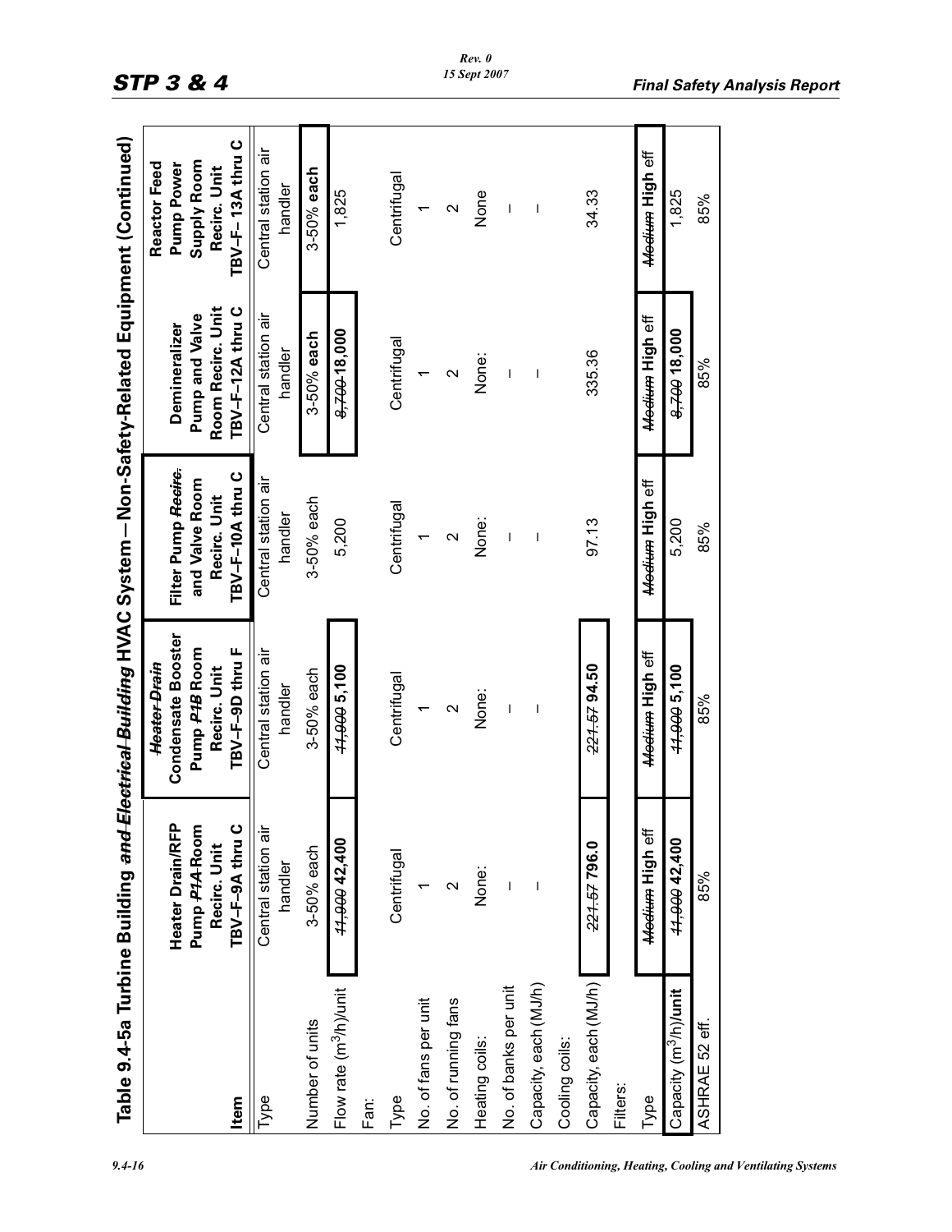## Table 9.4-5a Turbine Building ~~and Electrical Building~~ HVAC System – Non-Safety-Related Equipment (Continued)

| Item | Heater Drain/RFP Pump ~~P1A~~ Room Recirc. Unit TBV–F–9A thru C | ~~Heater Drain~~ Condensate Booster Pump ~~P1B~~ Room Recirc. Unit TBV–F–9D thru F | Filter Pump ~~Recirc.~~ and Valve Room Recirc. Unit TBV–F–10A thru C | Demineralizer Pump and Valve Room Recirc. Unit TBV–F–12A thru C | Reactor Feed Pump Power Supply Room Recirc. Unit TBV–F– 13A thru C |
|---|---|---|---|---|---|
| Type | Central station air handler | Central station air handler | Central station air handler | Central station air handler | Central station air handler |
| Number of units | 3-50% each | 3-50% each | 3-50% each | 3-50% **each** | 3-50% **each** |
| Flow rate (m³/h)/unit | ~~11,900~~ **42,400** | ~~11,900~~ **5,100** | 5,200 | ~~8,700~~ **18,000** | 1,825 |
| Fan: | | | | | |
| Type | Centrifugal | Centrifugal | Centrifugal | Centrifugal | Centrifugal |
| No. of fans per unit | 1 | 1 | 1 | 1 | 1 |
| No. of running fans | 2 | 2 | 2 | 2 | 2 |
| Heating coils: | None: | None: | None: | None: | None |
| No. of banks per unit | — | — | — | — | — |
| Capacity, each (MJ/h) | — | — | — | — | — |
| Cooling coils: | | | | | |
| Capacity, each (MJ/h) | ~~221.57~~ **796.0** | ~~221.57~~ **94.50** | 97.13 | 335.36 | 34.33 |
| Filters: | | | | | |
| Type | ~~Medium~~ **High** eff | ~~Medium~~ **High** eff | ~~Medium~~ **High** eff | ~~Medium~~ **High** eff | ~~Medium~~ **High** eff |
| Capacity (m³/h)/**unit** | ~~11,900~~ **42,400** | ~~11,900~~ **5,100** | 5,200 | ~~8,700~~ **18,000** | 1,825 |
| ASHRAE 52 eff. | 85% | 85% | 85% | 85% | 85% |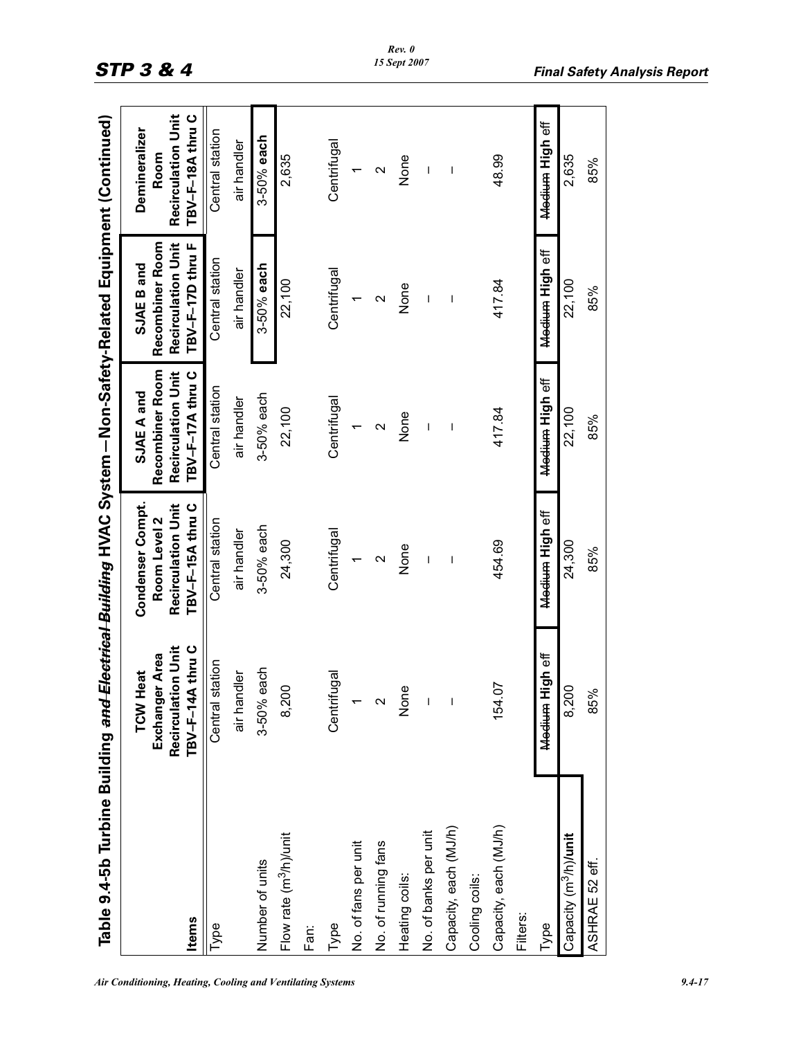## Table 9.4-5b Turbine Building ~~and Electrical Building~~ HVAC System—Non-Safety-Related Equipment (Continued)

| Items | TCW Heat Exchanger Area Recirculation Unit TBV–F–14A thru C | Condenser Compt. Room Level 2 Recirculation Unit TBV–F–15A thru C | SJAE A and Recombiner Room Recirculation Unit TBV–F–17A thru C | SJAE B and Recombiner Room Recirculation Unit TBV–F–17D thru F | Demineralizer Room Recirculation Unit TBV–F–18A thru C |
|---|---|---|---|---|---|
| Type | Central station air handler | Central station air handler | Central station air handler | Central station air handler | Central station air handler |
| Number of units | 3-50% each | 3-50% each | 3-50% each | 3-50% **each** | 3-50% **each** |
| Flow rate ($m^3/h$)/unit | 8,200 | 24,300 | 22,100 | 22,100 | 2,635 |
| Fan: | | | | | |
| Type | Centrifugal | Centrifugal | Centrifugal | Centrifugal | Centrifugal |
| No. of fans per unit | 1 | 1 | 1 | 1 | 1 |
| No. of running fans | 2 | 2 | 2 | 2 | 2 |
| Heating coils: | None | None | None | None | None |
| No. of banks per unit | – | – | – | – | – |
| Capacity, each (MJ/h) | – | – | – | – | – |
| Cooling coils: | | | | | |
| Capacity, each (MJ/h) | 154.07 | 454.69 | 417.84 | 417.84 | 48.99 |
| Filters: | | | | | |
| Type | ~~Medium~~ **High** eff | ~~Medium~~ **High** eff | ~~Medium~~ **High** eff | ~~Medium~~ **High** eff | ~~Medium~~ **High** eff |
| **Capacity ($m^3/h$)/unit** | 8,200 | 24,300 | 22,100 | 22,100 | 2,635 |
| ASHRAE 52 eff. | 85% | 85% | 85% | 85% | 85% |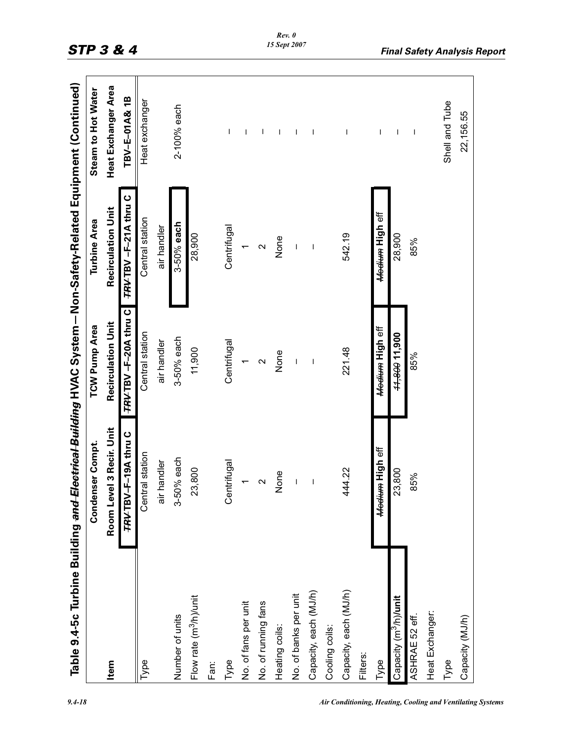Table 9.4-5c Turbine Building ~~and Electrical Building~~ HVAC System – Non-Safety-Related Equipment (Continued)

| Item | Condenser Compt. Room Level 3 Recir. Unit | TCW Pump Area Recirculation Unit | Turbine Area Recirculation Unit | Steam to Hot Water Heat Exchanger Area |
|---|---|---|---|---|
| | ~~TRV~~ **TBV**–F–19A thru C | ~~TRV~~ **TBV** –F–20A thru C | ~~TRV~~ **TBV** –F–21A thru C | TBV–E–01A& 1B |
| Type | Central station air handler | Central station air handler | Central station air handler | Heat exchanger |
| Number of units | 3-50% each | 3-50% each | 3-50% **each** | 2-100% each |
| Flow rate ($m^3$/h)/unit | 23,800 | 11,900 | 28,900 | |
| Fan: | | | | |
| Type | Centrifugal | Centrifugal | Centrifugal | – |
| No. of fans per unit | 1 | 1 | 1 | – |
| No. of running fans | 2 | 2 | 2 | – |
| Heating coils: | None | None | None | – |
| No. of banks per unit | – | – | – | – |
| Capacity, each (MJ/h) | – | – | – | – |
| Cooling coils: | | | | |
| Capacity, each (MJ/h) | 444.22 | 221.48 | 542.19 | – |
| Filters: | | | | |
| Type | ~~Medium~~ **High** eff | ~~Medium~~ **High** eff | ~~Medium~~ **High** eff | – |
| Capacity ($m^3$/h)/**unit** | 23,800 | ~~11,800~~ **11,900** | 28,900 | – |
| ASHRAE 52 eff. | 85% | 85% | 85% | – |
| Heat Exchanger: | | | | |
| Type | | | | Shell and Tube |
| Capacity (MJ/h) | | | | 22,156.55 |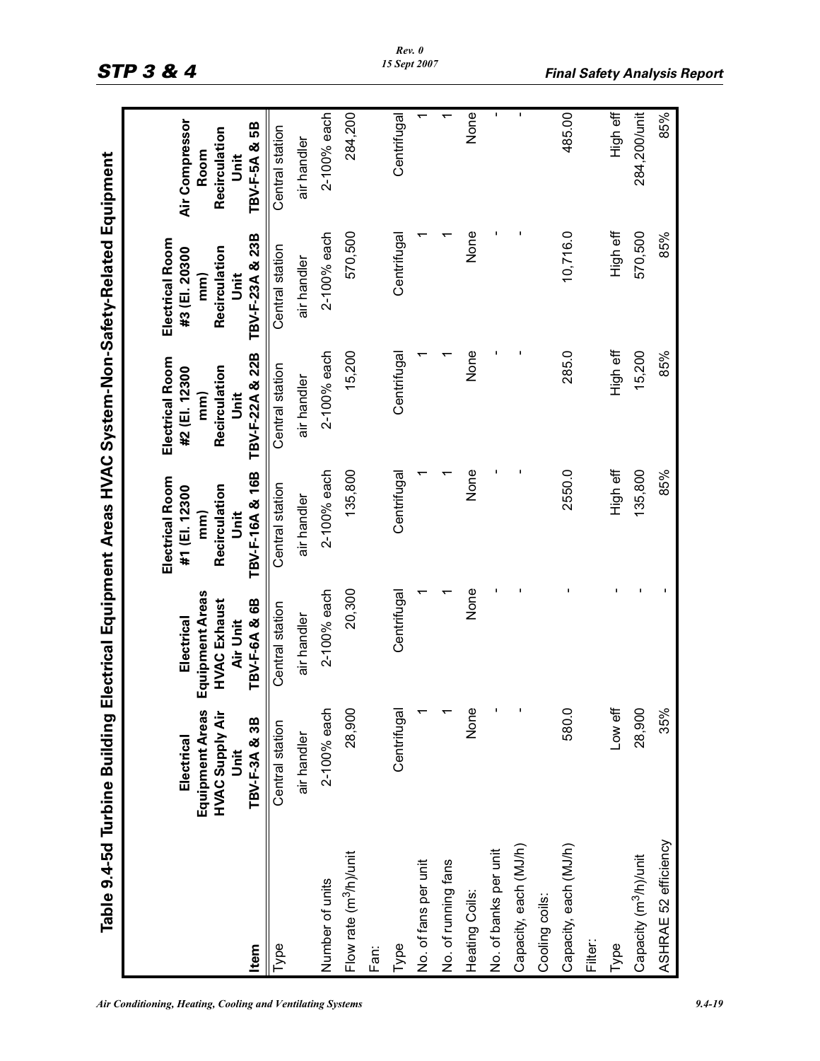## Table 9.4-5d Turbine Building Electrical Equipment Areas HVAC System-Non-Safety-Related Equipment

| Item | Electrical Equipment Areas HVAC Supply Air Unit TBV-F-3A & 3B | Electrical Equipment Areas HVAC Exhaust Air Unit TBV-F-6A & 6B | Electrical Room #1 (El. 12300 mm) Recirculation Unit TBV-F-16A & 16B | Electrical Room #2 (El. 12300 mm) Recirculation Unit TBV-F-22A & 22B | Electrical Room #3 (El. 20300 mm) Recirculation Unit TBV-F-23A & 23B | Air Compressor Room Recirculation Unit TBV-F-5A & 5B |
|---|---|---|---|---|---|---|
| Type | Central station air handler | Central station air handler | Central station air handler | Central station air handler | Central station air handler | Central station air handler |
| Number of units | 2-100% each | 2-100% each | 2-100% each | 2-100% each | 2-100% each | 2-100% each |
| Flow rate ($m^3$/h)/unit | 28,900 | 20,300 | 135,800 | 15,200 | 570,500 | 284,200 |
| Fan: | | | | | | |
| Type | Centrifugal | Centrifugal | Centrifugal | Centrifugal | Centrifugal | Centrifugal |
| No. of fans per unit | 1 | 1 | 1 | 1 | 1 | 1 |
| No. of running fans | 1 | 1 | 1 | 1 | 1 | 1 |
| Heating Coils: | None | None | None | None | None | None |
| No. of banks per unit | - | - | - | - | - | - |
| Capacity, each (MJ/h) | - | - | - | - | - | - |
| Cooling coils: | | | | | | |
| Capacity, each (MJ/h) | 580.0 | - | 2550.0 | 285.0 | 10,716.0 | 485.00 |
| Filter: | | | | | | |
| Type | Low eff | - | High eff | High eff | High eff | High eff |
| Capacity ($m^3$/h)/unit | 28,900 | - | 135,800 | 15,200 | 570,500 | 284,200/unit |
| ASHRAE 52 efficiency | 35% | - | 85% | 85% | 85% | 85% |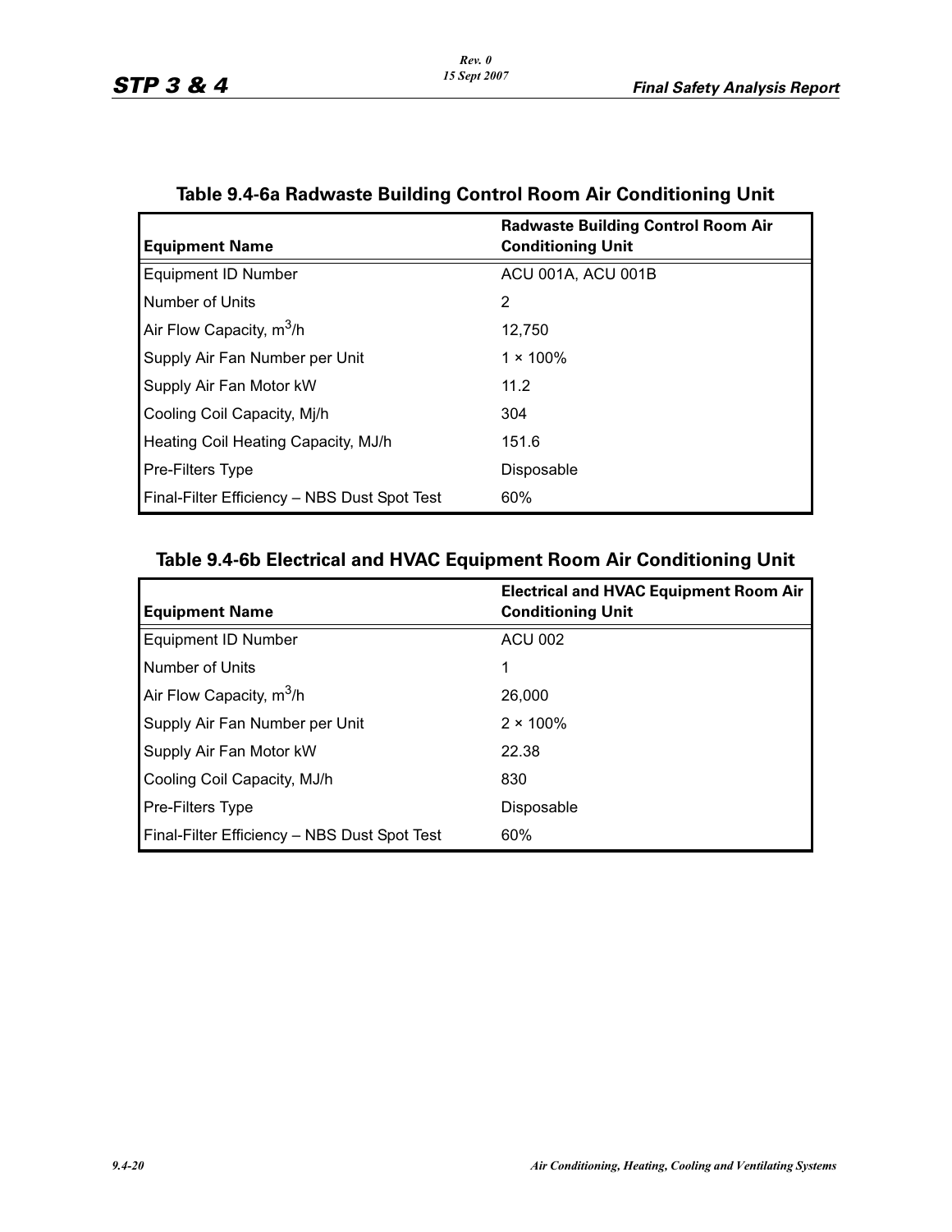## Table 9.4-6a Radwaste Building Control Room Air Conditioning Unit

| Equipment Name | Radwaste Building Control Room Air Conditioning Unit |
|---|---|
| Equipment ID Number | ACU 001A, ACU 001B |
| Number of Units | 2 |
| Air Flow Capacity, $m^3$/h | 12,750 |
| Supply Air Fan Number per Unit | 1 × 100% |
| Supply Air Fan Motor kW | 11.2 |
| Cooling Coil Capacity, Mj/h | 304 |
| Heating Coil Heating Capacity, MJ/h | 151.6 |
| Pre-Filters Type | Disposable |
| Final-Filter Efficiency – NBS Dust Spot Test | 60% |

## Table 9.4-6b Electrical and HVAC Equipment Room Air Conditioning Unit

| Equipment Name | Electrical and HVAC Equipment Room Air Conditioning Unit |
|---|---|
| Equipment ID Number | ACU 002 |
| Number of Units | 1 |
| Air Flow Capacity, $m^3$/h | 26,000 |
| Supply Air Fan Number per Unit | 2 × 100% |
| Supply Air Fan Motor kW | 22.38 |
| Cooling Coil Capacity, MJ/h | 830 |
| Pre-Filters Type | Disposable |
| Final-Filter Efficiency – NBS Dust Spot Test | 60% |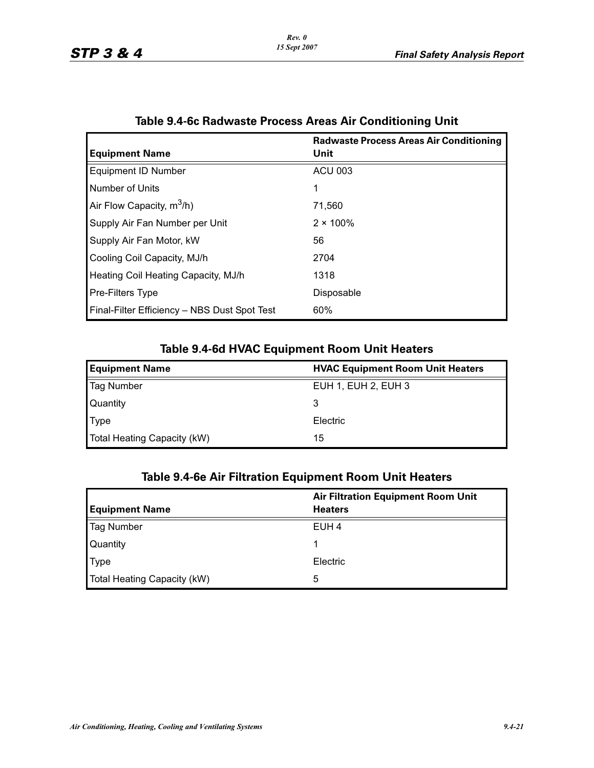## Table 9.4-6c Radwaste Process Areas Air Conditioning Unit

| Equipment Name | Radwaste Process Areas Air Conditioning Unit |
|---|---|
| Equipment ID Number | ACU 003 |
| Number of Units | 1 |
| Air Flow Capacity, $m^3/h$) | 71,560 |
| Supply Air Fan Number per Unit | 2 × 100% |
| Supply Air Fan Motor, kW | 56 |
| Cooling Coil Capacity, MJ/h | 2704 |
| Heating Coil Heating Capacity, MJ/h | 1318 |
| Pre-Filters Type | Disposable |
| Final-Filter Efficiency – NBS Dust Spot Test | 60% |

## Table 9.4-6d HVAC Equipment Room Unit Heaters

| Equipment Name | HVAC Equipment Room Unit Heaters |
|---|---|
| Tag Number | EUH 1, EUH 2, EUH 3 |
| Quantity | 3 |
| Type | Electric |
| Total Heating Capacity (kW) | 15 |

## Table 9.4-6e Air Filtration Equipment Room Unit Heaters

| Equipment Name | Air Filtration Equipment Room Unit Heaters |
|---|---|
| Tag Number | EUH 4 |
| Quantity | 1 |
| Type | Electric |
| Total Heating Capacity (kW) | 5 |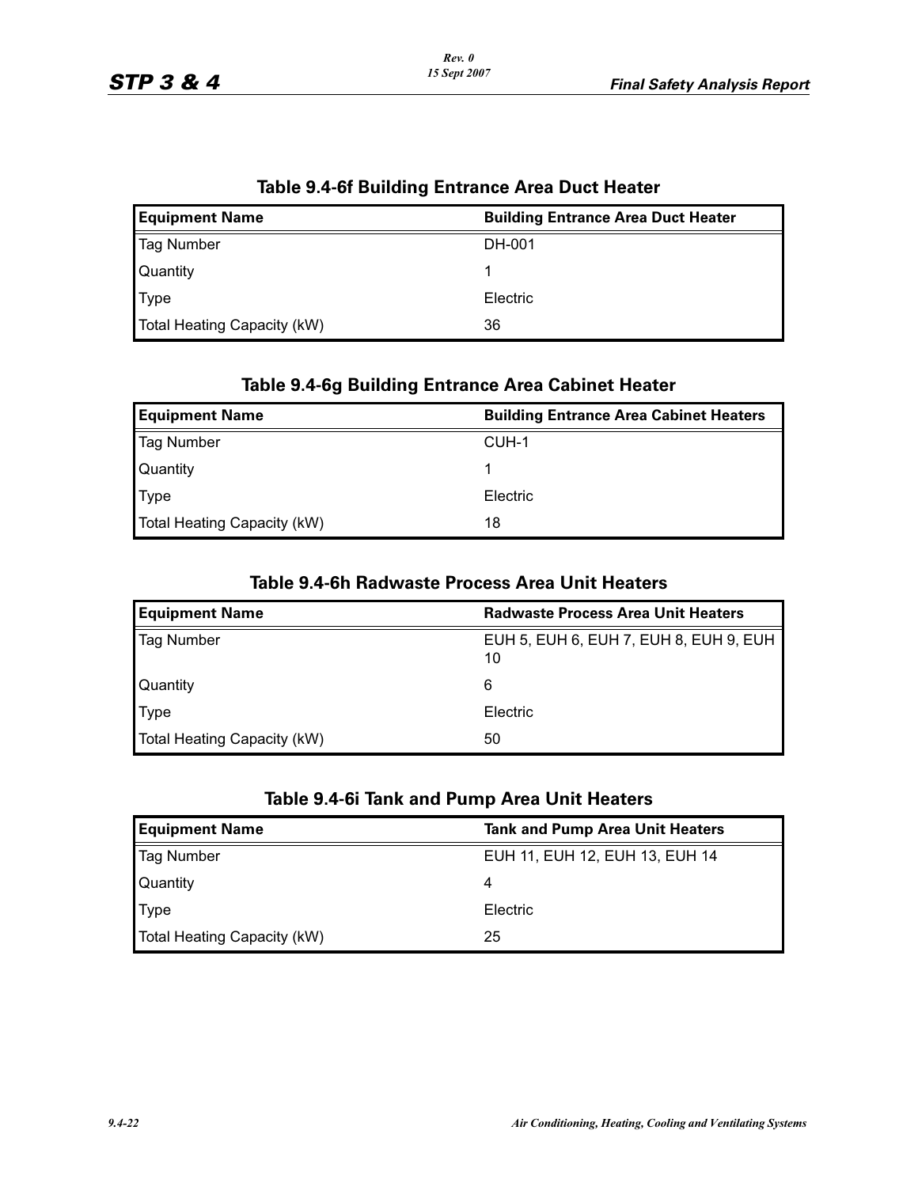### Table 9.4-6f Building Entrance Area Duct Heater

| Equipment Name | Building Entrance Area Duct Heater |
|---|---|
| Tag Number | DH-001 |
| Quantity | 1 |
| Type | Electric |
| Total Heating Capacity (kW) | 36 |

### Table 9.4-6g Building Entrance Area Cabinet Heater

| Equipment Name | Building Entrance Area Cabinet Heaters |
|---|---|
| Tag Number | CUH-1 |
| Quantity | 1 |
| Type | Electric |
| Total Heating Capacity (kW) | 18 |

### Table 9.4-6h Radwaste Process Area Unit Heaters

| Equipment Name | Radwaste Process Area Unit Heaters |
|---|---|
| Tag Number | EUH 5, EUH 6, EUH 7, EUH 8, EUH 9, EUH 10 |
| Quantity | 6 |
| Type | Electric |
| Total Heating Capacity (kW) | 50 |

### Table 9.4-6i Tank and Pump Area Unit Heaters

| Equipment Name | Tank and Pump Area Unit Heaters |
|---|---|
| Tag Number | EUH 11, EUH 12, EUH 13, EUH 14 |
| Quantity | 4 |
| Type | Electric |
| Total Heating Capacity (kW) | 25 |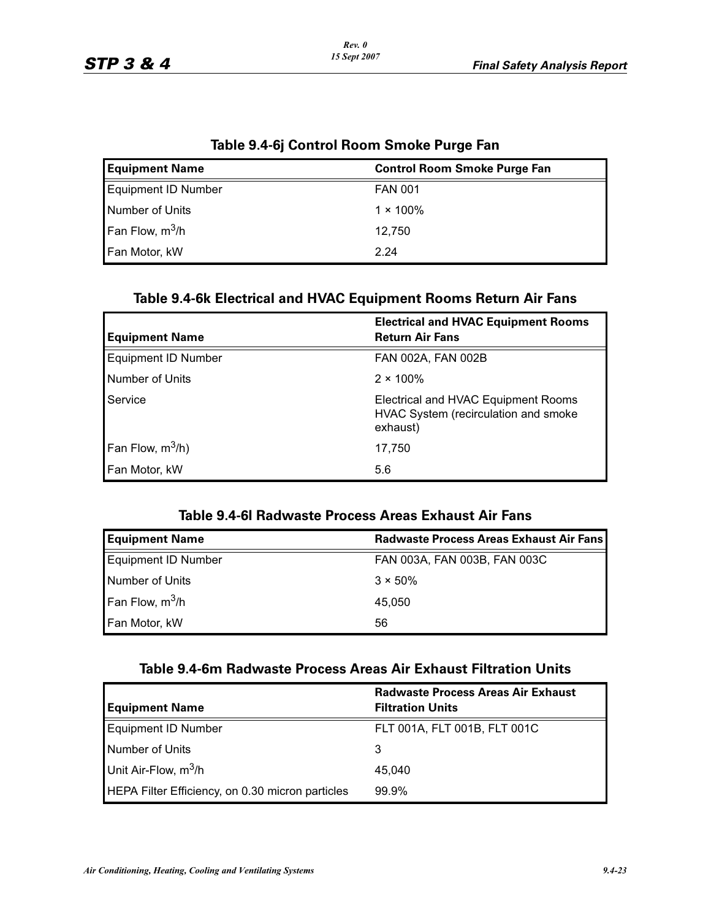### Table 9.4-6j Control Room Smoke Purge Fan

| Equipment Name | Control Room Smoke Purge Fan |
|---|---|
| Equipment ID Number | FAN 001 |
| Number of Units | 1 × 100% |
| Fan Flow, $m^3$/h | 12,750 |
| Fan Motor, kW | 2.24 |

### Table 9.4-6k Electrical and HVAC Equipment Rooms Return Air Fans

| Equipment Name | Electrical and HVAC Equipment Rooms Return Air Fans |
|---|---|
| Equipment ID Number | FAN 002A, FAN 002B |
| Number of Units | 2 × 100% |
| Service | Electrical and HVAC Equipment Rooms HVAC System (recirculation and smoke exhaust) |
| Fan Flow, $m^3$/h) | 17,750 |
| Fan Motor, kW | 5.6 |

### Table 9.4-6l Radwaste Process Areas Exhaust Air Fans

| Equipment Name | Radwaste Process Areas Exhaust Air Fans |
|---|---|
| Equipment ID Number | FAN 003A, FAN 003B, FAN 003C |
| Number of Units | 3 × 50% |
| Fan Flow, $m^3$/h | 45,050 |
| Fan Motor, kW | 56 |

### Table 9.4-6m Radwaste Process Areas Air Exhaust Filtration Units

| Equipment Name | Radwaste Process Areas Air Exhaust Filtration Units |
|---|---|
| Equipment ID Number | FLT 001A, FLT 001B, FLT 001C |
| Number of Units | 3 |
| Unit Air-Flow, $m^3$/h | 45,040 |
| HEPA Filter Efficiency, on 0.30 micron particles | 99.9% |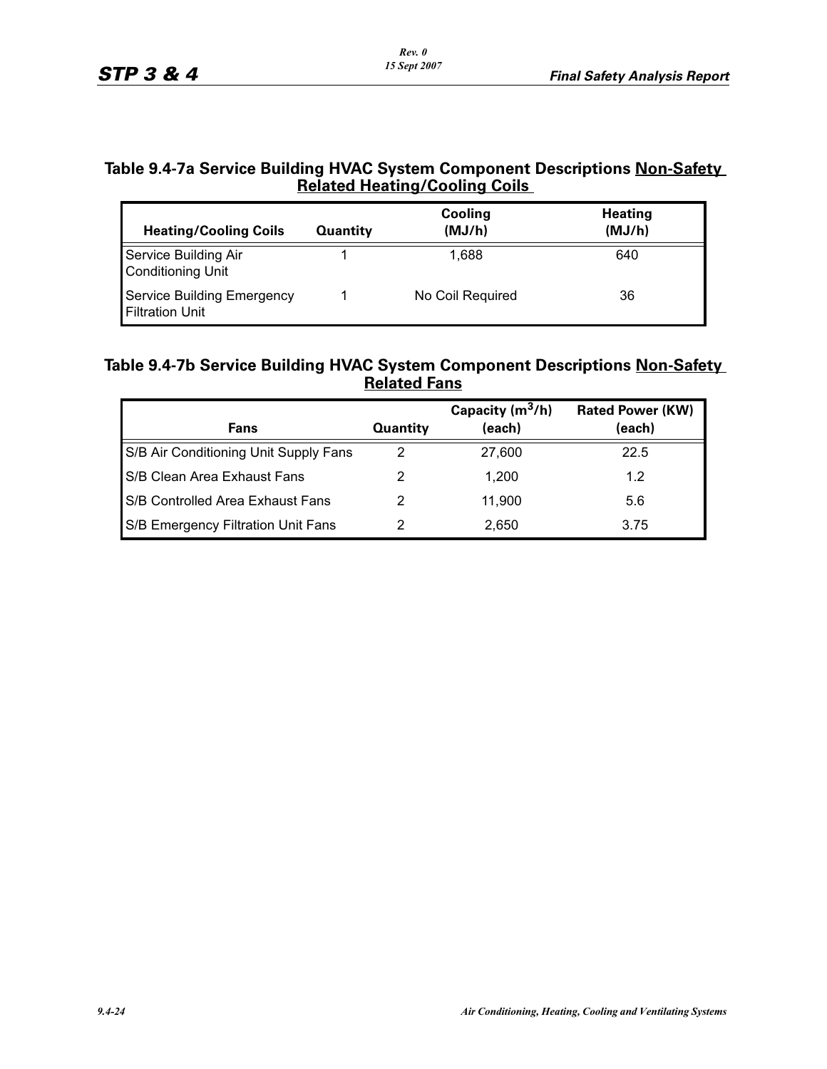## Table 9.4-7a Service Building HVAC System Component Descriptions Non-Safety Related Heating/Cooling Coils

| Heating/Cooling Coils | Quantity | Cooling (MJ/h) | Heating (MJ/h) |
|---|---|---|---|
| Service Building Air Conditioning Unit | 1 | 1,688 | 640 |
| Service Building Emergency Filtration Unit | 1 | No Coil Required | 36 |

## Table 9.4-7b Service Building HVAC System Component Descriptions Non-Safety Related Fans

| Fans | Quantity | Capacity ($m^3$/h) (each) | Rated Power (KW) (each) |
|---|---|---|---|
| S/B Air Conditioning Unit Supply Fans | 2 | 27,600 | 22.5 |
| S/B Clean Area Exhaust Fans | 2 | 1,200 | 1.2 |
| S/B Controlled Area Exhaust Fans | 2 | 11,900 | 5.6 |
| S/B Emergency Filtration Unit Fans | 2 | 2,650 | 3.75 |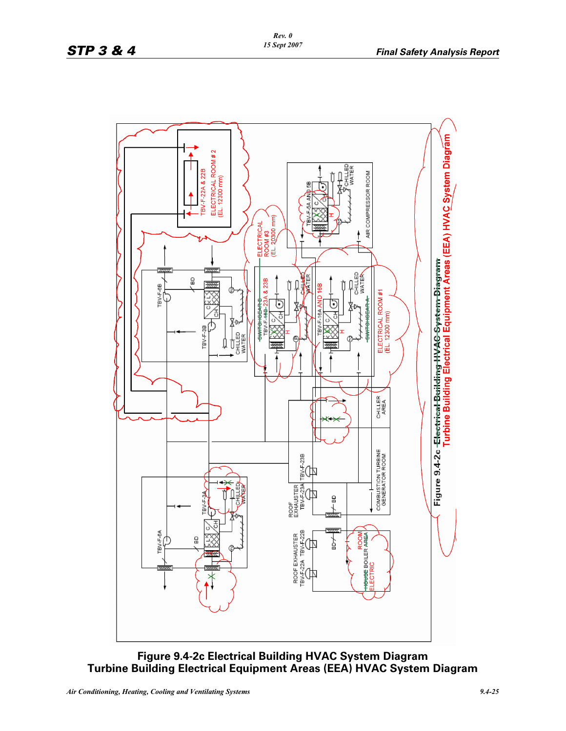Figure 9.4-2c Electrical Building HVAC System Diagram
Turbine Building Electrical Equipment Areas (EEA) HVAC System Diagram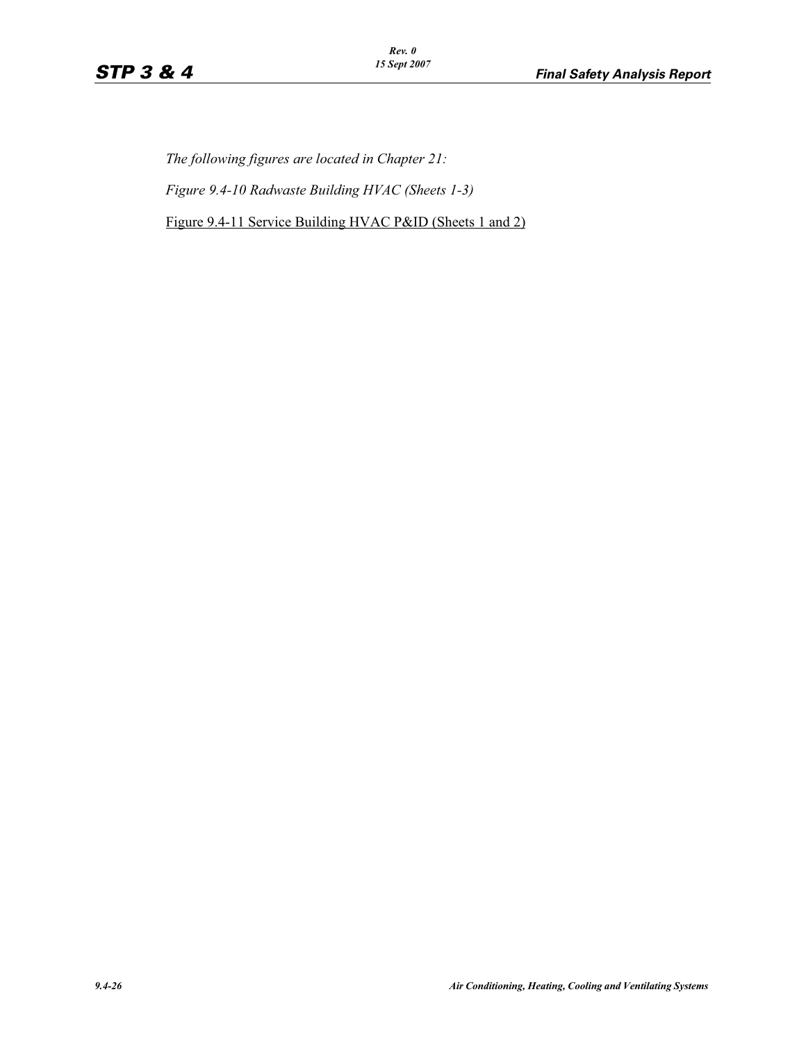*The following figures are located in Chapter 21:*

*Figure 9.4-10 Radwaste Building HVAC (Sheets 1-3)*

<u>Figure 9.4-11 Service Building HVAC P&ID (Sheets 1 and 2)</u>